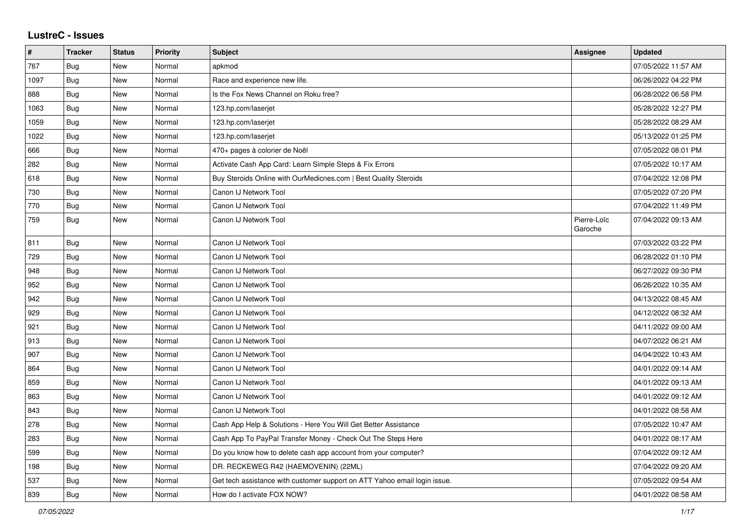## LustreC - Issues

| # | Tracker | Status | Priority | Subject | Assignee | Updated |
|---|---|---|---|---|---|---|
| 767 | Bug | New | Normal | apkmod | | 07/05/2022 11:57 AM |
| 1097 | Bug | New | Normal | Race and experience new life. | | 06/26/2022 04:22 PM |
| 888 | Bug | New | Normal | Is the Fox News Channel on Roku free? | | 06/28/2022 06:58 PM |
| 1063 | Bug | New | Normal | 123.hp.com/laserjet | | 05/28/2022 12:27 PM |
| 1059 | Bug | New | Normal | 123.hp.com/laserjet | | 05/28/2022 08:29 AM |
| 1022 | Bug | New | Normal | 123.hp.com/laserjet | | 05/13/2022 01:25 PM |
| 666 | Bug | New | Normal | 470+ pages à colorier de Noël | | 07/05/2022 08:01 PM |
| 282 | Bug | New | Normal | Activate Cash App Card: Learn Simple Steps & Fix Errors | | 07/05/2022 10:17 AM |
| 618 | Bug | New | Normal | Buy Steroids Online with OurMedicnes.com \| Best Quality Steroids | | 07/04/2022 12:08 PM |
| 730 | Bug | New | Normal | Canon IJ Network Tool | | 07/05/2022 07:20 PM |
| 770 | Bug | New | Normal | Canon IJ Network Tool | | 07/04/2022 11:49 PM |
| 759 | Bug | New | Normal | Canon IJ Network Tool | Pierre-Loïc Garoche | 07/04/2022 09:13 AM |
| 811 | Bug | New | Normal | Canon IJ Network Tool | | 07/03/2022 03:22 PM |
| 729 | Bug | New | Normal | Canon IJ Network Tool | | 06/28/2022 01:10 PM |
| 948 | Bug | New | Normal | Canon IJ Network Tool | | 06/27/2022 09:30 PM |
| 952 | Bug | New | Normal | Canon IJ Network Tool | | 06/26/2022 10:35 AM |
| 942 | Bug | New | Normal | Canon IJ Network Tool | | 04/13/2022 08:45 AM |
| 929 | Bug | New | Normal | Canon IJ Network Tool | | 04/12/2022 08:32 AM |
| 921 | Bug | New | Normal | Canon IJ Network Tool | | 04/11/2022 09:00 AM |
| 913 | Bug | New | Normal | Canon IJ Network Tool | | 04/07/2022 06:21 AM |
| 907 | Bug | New | Normal | Canon IJ Network Tool | | 04/04/2022 10:43 AM |
| 864 | Bug | New | Normal | Canon IJ Network Tool | | 04/01/2022 09:14 AM |
| 859 | Bug | New | Normal | Canon IJ Network Tool | | 04/01/2022 09:13 AM |
| 863 | Bug | New | Normal | Canon IJ Network Tool | | 04/01/2022 09:12 AM |
| 843 | Bug | New | Normal | Canon IJ Network Tool | | 04/01/2022 08:58 AM |
| 278 | Bug | New | Normal | Cash App Help & Solutions - Here You Will Get Better Assistance | | 07/05/2022 10:47 AM |
| 283 | Bug | New | Normal | Cash App To PayPal Transfer Money - Check Out The Steps Here | | 04/01/2022 08:17 AM |
| 599 | Bug | New | Normal | Do you know how to delete cash app account from your computer? | | 07/04/2022 09:12 AM |
| 198 | Bug | New | Normal | DR. RECKEWEG R42 (HAEMOVENIN) (22ML) | | 07/04/2022 09:20 AM |
| 537 | Bug | New | Normal | Get tech assistance with customer support on ATT Yahoo email login issue. | | 07/05/2022 09:54 AM |
| 839 | Bug | New | Normal | How do I activate FOX NOW? | | 04/01/2022 08:58 AM |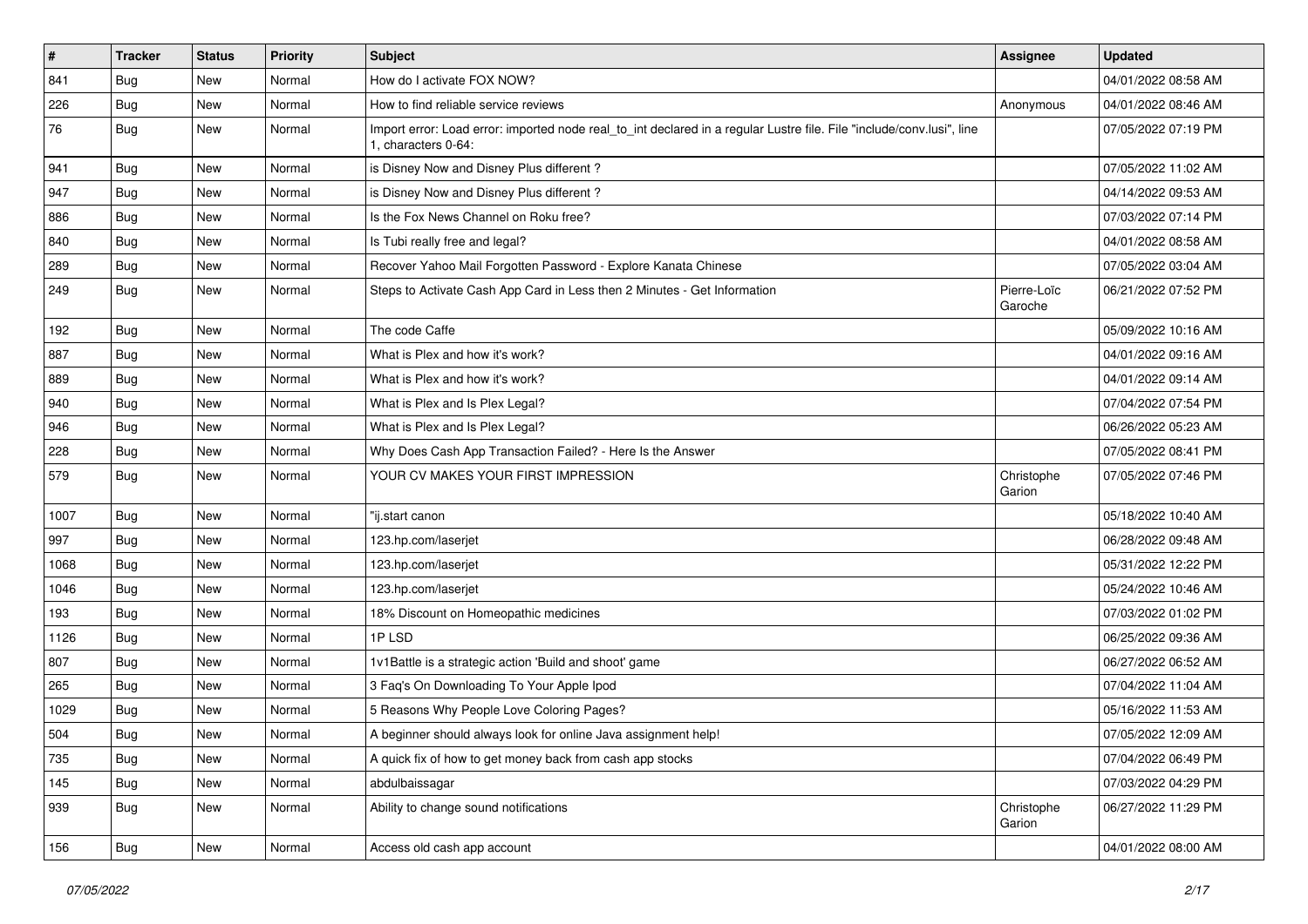| # | Tracker | Status | Priority | Subject | Assignee | Updated |
|---|---|---|---|---|---|---|
| 841 | Bug | New | Normal | How do I activate FOX NOW? | | 04/01/2022 08:58 AM |
| 226 | Bug | New | Normal | How to find reliable service reviews | Anonymous | 04/01/2022 08:46 AM |
| 76 | Bug | New | Normal | Import error: Load error: imported node real_to_int declared in a regular Lustre file. File "include/conv.lusi", line 1, characters 0-64: | | 07/05/2022 07:19 PM |
| 941 | Bug | New | Normal | is Disney Now and Disney Plus different ? | | 07/05/2022 11:02 AM |
| 947 | Bug | New | Normal | is Disney Now and Disney Plus different ? | | 04/14/2022 09:53 AM |
| 886 | Bug | New | Normal | Is the Fox News Channel on Roku free? | | 07/03/2022 07:14 PM |
| 840 | Bug | New | Normal | Is Tubi really free and legal? | | 04/01/2022 08:58 AM |
| 289 | Bug | New | Normal | Recover Yahoo Mail Forgotten Password - Explore Kanata Chinese | | 07/05/2022 03:04 AM |
| 249 | Bug | New | Normal | Steps to Activate Cash App Card in Less then 2 Minutes - Get Information | Pierre-Loïc Garoche | 06/21/2022 07:52 PM |
| 192 | Bug | New | Normal | The code Caffe | | 05/09/2022 10:16 AM |
| 887 | Bug | New | Normal | What is Plex and how it's work? | | 04/01/2022 09:16 AM |
| 889 | Bug | New | Normal | What is Plex and how it's work? | | 04/01/2022 09:14 AM |
| 940 | Bug | New | Normal | What is Plex and Is Plex Legal? | | 07/04/2022 07:54 PM |
| 946 | Bug | New | Normal | What is Plex and Is Plex Legal? | | 06/26/2022 05:23 AM |
| 228 | Bug | New | Normal | Why Does Cash App Transaction Failed? - Here Is the Answer | | 07/05/2022 08:41 PM |
| 579 | Bug | New | Normal | YOUR CV MAKES YOUR FIRST IMPRESSION | Christophe Garion | 07/05/2022 07:46 PM |
| 1007 | Bug | New | Normal | "ij.start canon | | 05/18/2022 10:40 AM |
| 997 | Bug | New | Normal | 123.hp.com/laserjet | | 06/28/2022 09:48 AM |
| 1068 | Bug | New | Normal | 123.hp.com/laserjet | | 05/31/2022 12:22 PM |
| 1046 | Bug | New | Normal | 123.hp.com/laserjet | | 05/24/2022 10:46 AM |
| 193 | Bug | New | Normal | 18% Discount on Homeopathic medicines | | 07/03/2022 01:02 PM |
| 1126 | Bug | New | Normal | 1P LSD | | 06/25/2022 09:36 AM |
| 807 | Bug | New | Normal | 1v1Battle is a strategic action 'Build and shoot' game | | 06/27/2022 06:52 AM |
| 265 | Bug | New | Normal | 3 Faq's On Downloading To Your Apple Ipod | | 07/04/2022 11:04 AM |
| 1029 | Bug | New | Normal | 5 Reasons Why People Love Coloring Pages? | | 05/16/2022 11:53 AM |
| 504 | Bug | New | Normal | A beginner should always look for online Java assignment help! | | 07/05/2022 12:09 AM |
| 735 | Bug | New | Normal | A quick fix of how to get money back from cash app stocks | | 07/04/2022 06:49 PM |
| 145 | Bug | New | Normal | abdulbaissagar | | 07/03/2022 04:29 PM |
| 939 | Bug | New | Normal | Ability to change sound notifications | Christophe Garion | 06/27/2022 11:29 PM |
| 156 | Bug | New | Normal | Access old cash app account | | 04/01/2022 08:00 AM |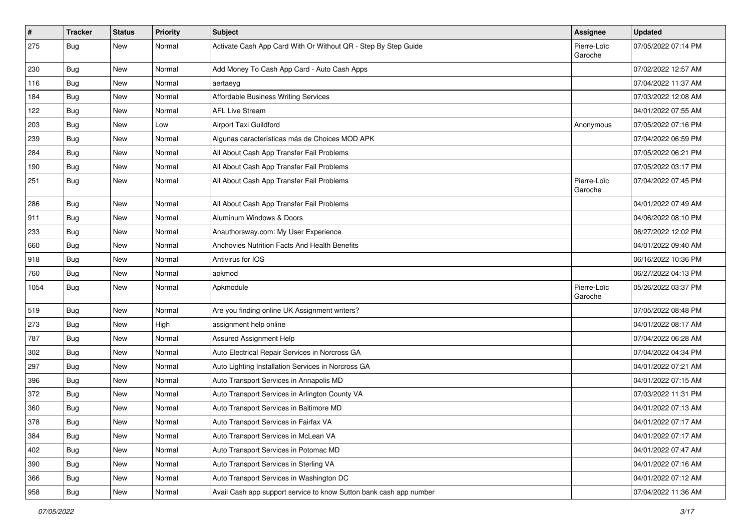| # | Tracker | Status | Priority | Subject | Assignee | Updated |
|---|---|---|---|---|---|---|
| 275 | Bug | New | Normal | Activate Cash App Card With Or Without QR - Step By Step Guide | Pierre-Loïc Garoche | 07/05/2022 07:14 PM |
| 230 | Bug | New | Normal | Add Money To Cash App Card - Auto Cash Apps | | 07/02/2022 12:57 AM |
| 116 | Bug | New | Normal | aertaeyg | | 07/04/2022 11:37 AM |
| 184 | Bug | New | Normal | Affordable Business Writing Services | | 07/03/2022 12:08 AM |
| 122 | Bug | New | Normal | AFL Live Stream | | 04/01/2022 07:55 AM |
| 203 | Bug | New | Low | Airport Taxi Guildford | Anonymous | 07/05/2022 07:16 PM |
| 239 | Bug | New | Normal | Algunas características más de Choices MOD APK | | 07/04/2022 06:59 PM |
| 284 | Bug | New | Normal | All About Cash App Transfer Fail Problems | | 07/05/2022 06:21 PM |
| 190 | Bug | New | Normal | All About Cash App Transfer Fail Problems | | 07/05/2022 03:17 PM |
| 251 | Bug | New | Normal | All About Cash App Transfer Fail Problems | Pierre-Loïc Garoche | 07/04/2022 07:45 PM |
| 286 | Bug | New | Normal | All About Cash App Transfer Fail Problems | | 04/01/2022 07:49 AM |
| 911 | Bug | New | Normal | Aluminum Windows & Doors | | 04/06/2022 08:10 PM |
| 233 | Bug | New | Normal | Anauthorsway.com: My User Experience | | 06/27/2022 12:02 PM |
| 660 | Bug | New | Normal | Anchovies Nutrition Facts And Health Benefits | | 04/01/2022 09:40 AM |
| 918 | Bug | New | Normal | Antivirus for IOS | | 06/16/2022 10:36 PM |
| 760 | Bug | New | Normal | apkmod | | 06/27/2022 04:13 PM |
| 1054 | Bug | New | Normal | Apkmodule | Pierre-Loïc Garoche | 05/26/2022 03:37 PM |
| 519 | Bug | New | Normal | Are you finding online UK Assignment writers? | | 07/05/2022 08:48 PM |
| 273 | Bug | New | High | assignment help online | | 04/01/2022 08:17 AM |
| 787 | Bug | New | Normal | Assured Assignment Help | | 07/04/2022 06:28 AM |
| 302 | Bug | New | Normal | Auto Electrical Repair Services in Norcross GA | | 07/04/2022 04:34 PM |
| 297 | Bug | New | Normal | Auto Lighting Installation Services in Norcross GA | | 04/01/2022 07:21 AM |
| 396 | Bug | New | Normal | Auto Transport Services in Annapolis MD | | 04/01/2022 07:15 AM |
| 372 | Bug | New | Normal | Auto Transport Services in Arlington County VA | | 07/03/2022 11:31 PM |
| 360 | Bug | New | Normal | Auto Transport Services in Baltimore MD | | 04/01/2022 07:13 AM |
| 378 | Bug | New | Normal | Auto Transport Services in Fairfax VA | | 04/01/2022 07:17 AM |
| 384 | Bug | New | Normal | Auto Transport Services in McLean VA | | 04/01/2022 07:17 AM |
| 402 | Bug | New | Normal | Auto Transport Services in Potomac MD | | 04/01/2022 07:47 AM |
| 390 | Bug | New | Normal | Auto Transport Services in Sterling VA | | 04/01/2022 07:16 AM |
| 366 | Bug | New | Normal | Auto Transport Services in Washington DC | | 04/01/2022 07:12 AM |
| 958 | Bug | New | Normal | Avail Cash app support service to know Sutton bank cash app number | | 07/04/2022 11:36 AM |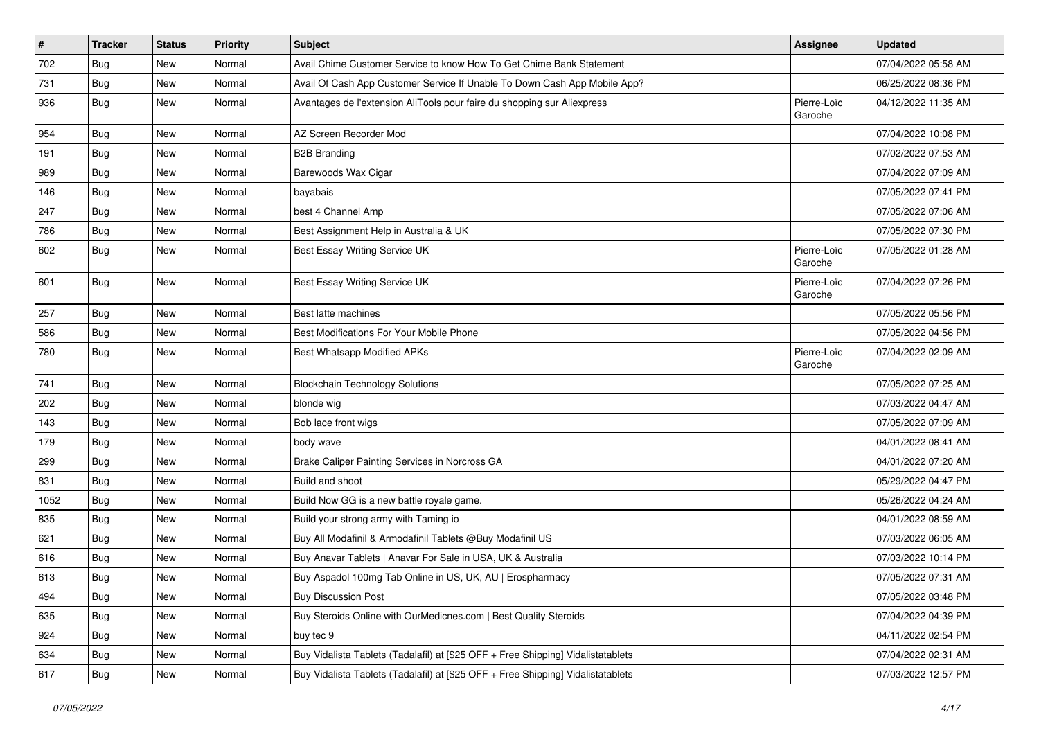| # | Tracker | Status | Priority | Subject | Assignee | Updated |
|---|---|---|---|---|---|---|
| 702 | Bug | New | Normal | Avail Chime Customer Service to know How To Get Chime Bank Statement | | 07/04/2022 05:58 AM |
| 731 | Bug | New | Normal | Avail Of Cash App Customer Service If Unable To Down Cash App Mobile App? | | 06/25/2022 08:36 PM |
| 936 | Bug | New | Normal | Avantages de l'extension AliTools pour faire du shopping sur Aliexpress | Pierre-Loïc Garoche | 04/12/2022 11:35 AM |
| 954 | Bug | New | Normal | AZ Screen Recorder Mod | | 07/04/2022 10:08 PM |
| 191 | Bug | New | Normal | B2B Branding | | 07/02/2022 07:53 AM |
| 989 | Bug | New | Normal | Barewoods Wax Cigar | | 07/04/2022 07:09 AM |
| 146 | Bug | New | Normal | bayabais | | 07/05/2022 07:41 PM |
| 247 | Bug | New | Normal | best 4 Channel Amp | | 07/05/2022 07:06 AM |
| 786 | Bug | New | Normal | Best Assignment Help in Australia & UK | | 07/05/2022 07:30 PM |
| 602 | Bug | New | Normal | Best Essay Writing Service UK | Pierre-Loïc Garoche | 07/05/2022 01:28 AM |
| 601 | Bug | New | Normal | Best Essay Writing Service UK | Pierre-Loïc Garoche | 07/04/2022 07:26 PM |
| 257 | Bug | New | Normal | Best latte machines | | 07/05/2022 05:56 PM |
| 586 | Bug | New | Normal | Best Modifications For Your Mobile Phone | | 07/05/2022 04:56 PM |
| 780 | Bug | New | Normal | Best Whatsapp Modified APKs | Pierre-Loïc Garoche | 07/04/2022 02:09 AM |
| 741 | Bug | New | Normal | Blockchain Technology Solutions | | 07/05/2022 07:25 AM |
| 202 | Bug | New | Normal | blonde wig | | 07/03/2022 04:47 AM |
| 143 | Bug | New | Normal | Bob lace front wigs | | 07/05/2022 07:09 AM |
| 179 | Bug | New | Normal | body wave | | 04/01/2022 08:41 AM |
| 299 | Bug | New | Normal | Brake Caliper Painting Services in Norcross GA | | 04/01/2022 07:20 AM |
| 831 | Bug | New | Normal | Build and shoot | | 05/29/2022 04:47 PM |
| 1052 | Bug | New | Normal | Build Now GG is a new battle royale game. | | 05/26/2022 04:24 AM |
| 835 | Bug | New | Normal | Build your strong army with Taming io | | 04/01/2022 08:59 AM |
| 621 | Bug | New | Normal | Buy All Modafinil & Armodafinil Tablets @Buy Modafinil US | | 07/03/2022 06:05 AM |
| 616 | Bug | New | Normal | Buy Anavar Tablets \| Anavar For Sale in USA, UK & Australia | | 07/03/2022 10:14 PM |
| 613 | Bug | New | Normal | Buy Aspadol 100mg Tab Online in US, UK, AU \| Erospharmacy | | 07/05/2022 07:31 AM |
| 494 | Bug | New | Normal | Buy Discussion Post | | 07/05/2022 03:48 PM |
| 635 | Bug | New | Normal | Buy Steroids Online with OurMedicnes.com \| Best Quality Steroids | | 07/04/2022 04:39 PM |
| 924 | Bug | New | Normal | buy tec 9 | | 04/11/2022 02:54 PM |
| 634 | Bug | New | Normal | Buy Vidalista Tablets (Tadalafil) at [$25 OFF + Free Shipping] Vidalistatablets | | 07/04/2022 02:31 AM |
| 617 | Bug | New | Normal | Buy Vidalista Tablets (Tadalafil) at [$25 OFF + Free Shipping] Vidalistatablets | | 07/03/2022 12:57 PM |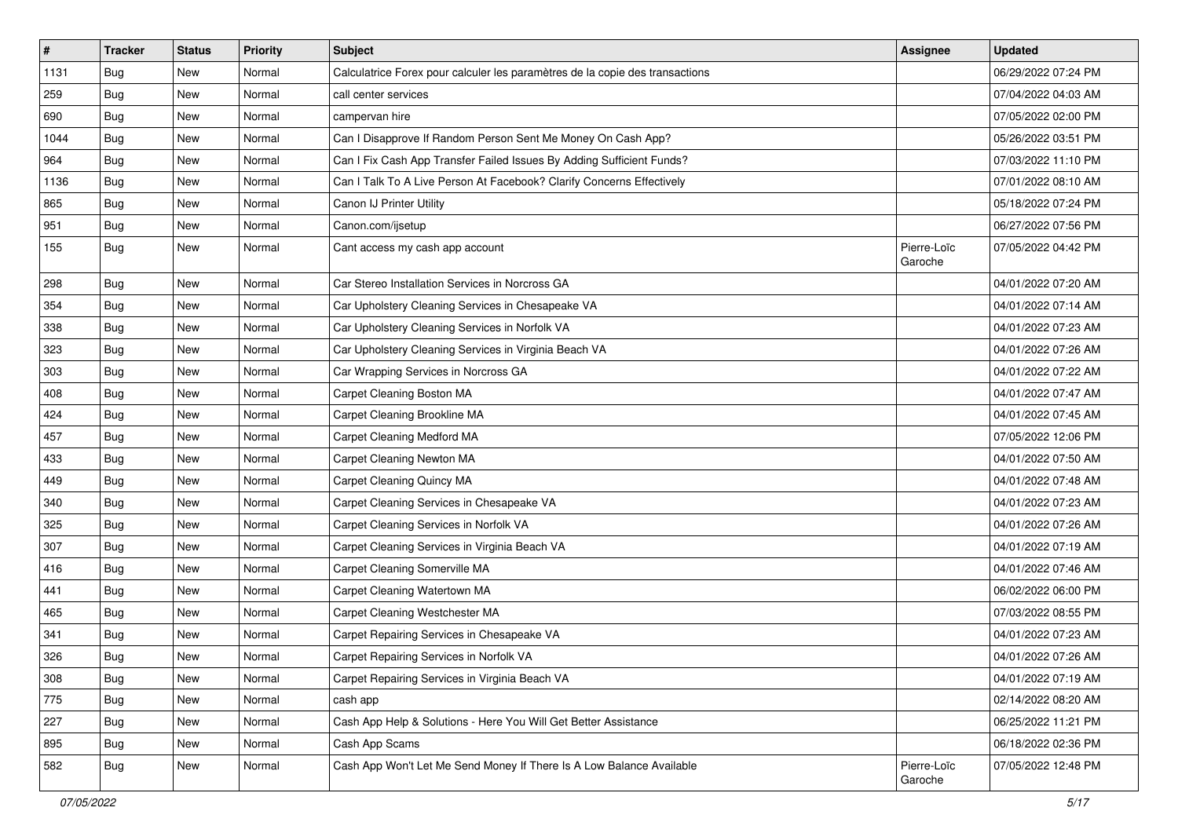| # | Tracker | Status | Priority | Subject | Assignee | Updated |
|---|---|---|---|---|---|---|
| 1131 | Bug | New | Normal | Calculatrice Forex pour calculer les paramètres de la copie des transactions | | 06/29/2022 07:24 PM |
| 259 | Bug | New | Normal | call center services | | 07/04/2022 04:03 AM |
| 690 | Bug | New | Normal | campervan hire | | 07/05/2022 02:00 PM |
| 1044 | Bug | New | Normal | Can I Disapprove If Random Person Sent Me Money On Cash App? | | 05/26/2022 03:51 PM |
| 964 | Bug | New | Normal | Can I Fix Cash App Transfer Failed Issues By Adding Sufficient Funds? | | 07/03/2022 11:10 PM |
| 1136 | Bug | New | Normal | Can I Talk To A Live Person At Facebook? Clarify Concerns Effectively | | 07/01/2022 08:10 AM |
| 865 | Bug | New | Normal | Canon IJ Printer Utility | | 05/18/2022 07:24 PM |
| 951 | Bug | New | Normal | Canon.com/ijsetup | | 06/27/2022 07:56 PM |
| 155 | Bug | New | Normal | Cant access my cash app account | Pierre-Loïc Garoche | 07/05/2022 04:42 PM |
| 298 | Bug | New | Normal | Car Stereo Installation Services in Norcross GA | | 04/01/2022 07:20 AM |
| 354 | Bug | New | Normal | Car Upholstery Cleaning Services in Chesapeake VA | | 04/01/2022 07:14 AM |
| 338 | Bug | New | Normal | Car Upholstery Cleaning Services in Norfolk VA | | 04/01/2022 07:23 AM |
| 323 | Bug | New | Normal | Car Upholstery Cleaning Services in Virginia Beach VA | | 04/01/2022 07:26 AM |
| 303 | Bug | New | Normal | Car Wrapping Services in Norcross GA | | 04/01/2022 07:22 AM |
| 408 | Bug | New | Normal | Carpet Cleaning Boston MA | | 04/01/2022 07:47 AM |
| 424 | Bug | New | Normal | Carpet Cleaning Brookline MA | | 04/01/2022 07:45 AM |
| 457 | Bug | New | Normal | Carpet Cleaning Medford MA | | 07/05/2022 12:06 PM |
| 433 | Bug | New | Normal | Carpet Cleaning Newton MA | | 04/01/2022 07:50 AM |
| 449 | Bug | New | Normal | Carpet Cleaning Quincy MA | | 04/01/2022 07:48 AM |
| 340 | Bug | New | Normal | Carpet Cleaning Services in Chesapeake VA | | 04/01/2022 07:23 AM |
| 325 | Bug | New | Normal | Carpet Cleaning Services in Norfolk VA | | 04/01/2022 07:26 AM |
| 307 | Bug | New | Normal | Carpet Cleaning Services in Virginia Beach VA | | 04/01/2022 07:19 AM |
| 416 | Bug | New | Normal | Carpet Cleaning Somerville MA | | 04/01/2022 07:46 AM |
| 441 | Bug | New | Normal | Carpet Cleaning Watertown MA | | 06/02/2022 06:00 PM |
| 465 | Bug | New | Normal | Carpet Cleaning Westchester MA | | 07/03/2022 08:55 PM |
| 341 | Bug | New | Normal | Carpet Repairing Services in Chesapeake VA | | 04/01/2022 07:23 AM |
| 326 | Bug | New | Normal | Carpet Repairing Services in Norfolk VA | | 04/01/2022 07:26 AM |
| 308 | Bug | New | Normal | Carpet Repairing Services in Virginia Beach VA | | 04/01/2022 07:19 AM |
| 775 | Bug | New | Normal | cash app | | 02/14/2022 08:20 AM |
| 227 | Bug | New | Normal | Cash App Help & Solutions - Here You Will Get Better Assistance | | 06/25/2022 11:21 PM |
| 895 | Bug | New | Normal | Cash App Scams | | 06/18/2022 02:36 PM |
| 582 | Bug | New | Normal | Cash App Won't Let Me Send Money If There Is A Low Balance Available | Pierre-Loïc Garoche | 07/05/2022 12:48 PM |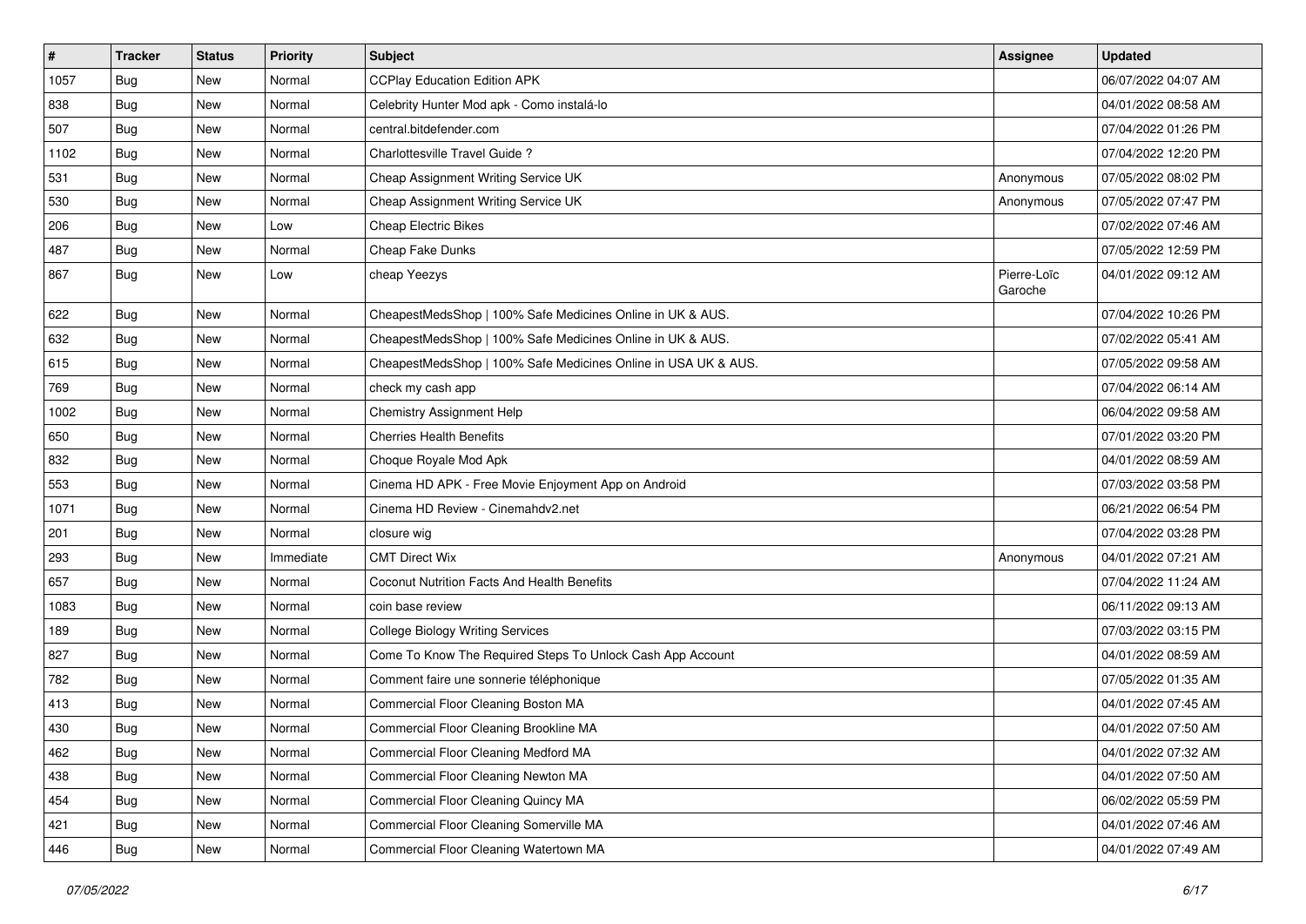| # | Tracker | Status | Priority | Subject | Assignee | Updated |
|---|---|---|---|---|---|---|
| 1057 | Bug | New | Normal | CCPlay Education Edition APK | | 06/07/2022 04:07 AM |
| 838 | Bug | New | Normal | Celebrity Hunter Mod apk - Como instalá-lo | | 04/01/2022 08:58 AM |
| 507 | Bug | New | Normal | central.bitdefender.com | | 07/04/2022 01:26 PM |
| 1102 | Bug | New | Normal | Charlottesville Travel Guide ? | | 07/04/2022 12:20 PM |
| 531 | Bug | New | Normal | Cheap Assignment Writing Service UK | Anonymous | 07/05/2022 08:02 PM |
| 530 | Bug | New | Normal | Cheap Assignment Writing Service UK | Anonymous | 07/05/2022 07:47 PM |
| 206 | Bug | New | Low | Cheap Electric Bikes | | 07/02/2022 07:46 AM |
| 487 | Bug | New | Normal | Cheap Fake Dunks | | 07/05/2022 12:59 PM |
| 867 | Bug | New | Low | cheap Yeezys | Pierre-Loïc Garoche | 04/01/2022 09:12 AM |
| 622 | Bug | New | Normal | CheapestMedsShop \| 100% Safe Medicines Online in UK & AUS. | | 07/04/2022 10:26 PM |
| 632 | Bug | New | Normal | CheapestMedsShop \| 100% Safe Medicines Online in UK & AUS. | | 07/02/2022 05:41 AM |
| 615 | Bug | New | Normal | CheapestMedsShop \| 100% Safe Medicines Online in USA UK & AUS. | | 07/05/2022 09:58 AM |
| 769 | Bug | New | Normal | check my cash app | | 07/04/2022 06:14 AM |
| 1002 | Bug | New | Normal | Chemistry Assignment Help | | 06/04/2022 09:58 AM |
| 650 | Bug | New | Normal | Cherries Health Benefits | | 07/01/2022 03:20 PM |
| 832 | Bug | New | Normal | Choque Royale Mod Apk | | 04/01/2022 08:59 AM |
| 553 | Bug | New | Normal | Cinema HD APK - Free Movie Enjoyment App on Android | | 07/03/2022 03:58 PM |
| 1071 | Bug | New | Normal | Cinema HD Review - Cinemahdv2.net | | 06/21/2022 06:54 PM |
| 201 | Bug | New | Normal | closure wig | | 07/04/2022 03:28 PM |
| 293 | Bug | New | Immediate | CMT Direct Wix | Anonymous | 04/01/2022 07:21 AM |
| 657 | Bug | New | Normal | Coconut Nutrition Facts And Health Benefits | | 07/04/2022 11:24 AM |
| 1083 | Bug | New | Normal | coin base review | | 06/11/2022 09:13 AM |
| 189 | Bug | New | Normal | College Biology Writing Services | | 07/03/2022 03:15 PM |
| 827 | Bug | New | Normal | Come To Know The Required Steps To Unlock Cash App Account | | 04/01/2022 08:59 AM |
| 782 | Bug | New | Normal | Comment faire une sonnerie téléphonique | | 07/05/2022 01:35 AM |
| 413 | Bug | New | Normal | Commercial Floor Cleaning Boston MA | | 04/01/2022 07:45 AM |
| 430 | Bug | New | Normal | Commercial Floor Cleaning Brookline MA | | 04/01/2022 07:50 AM |
| 462 | Bug | New | Normal | Commercial Floor Cleaning Medford MA | | 04/01/2022 07:32 AM |
| 438 | Bug | New | Normal | Commercial Floor Cleaning Newton MA | | 04/01/2022 07:50 AM |
| 454 | Bug | New | Normal | Commercial Floor Cleaning Quincy MA | | 06/02/2022 05:59 PM |
| 421 | Bug | New | Normal | Commercial Floor Cleaning Somerville MA | | 04/01/2022 07:46 AM |
| 446 | Bug | New | Normal | Commercial Floor Cleaning Watertown MA | | 04/01/2022 07:49 AM |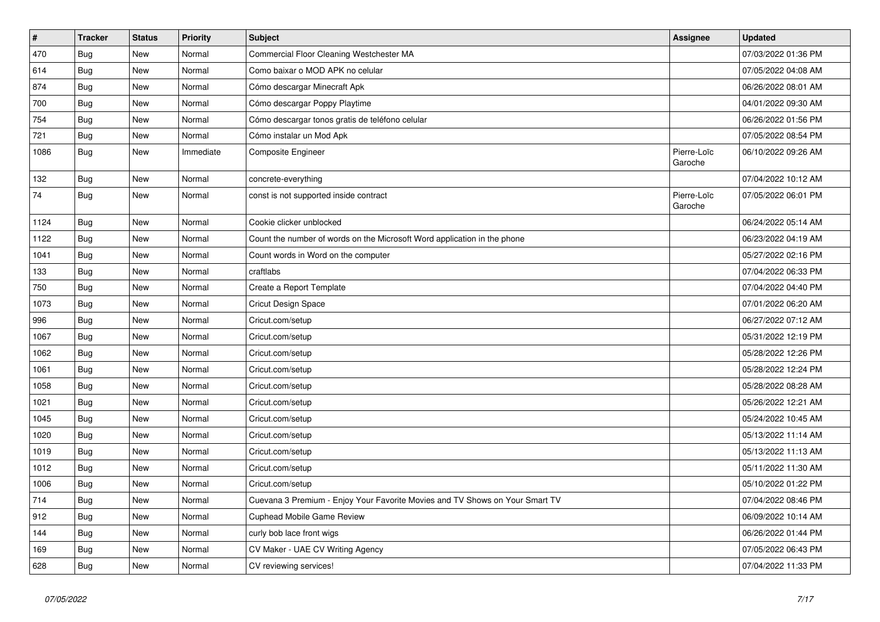| # | Tracker | Status | Priority | Subject | Assignee | Updated |
|---|---|---|---|---|---|---|
| 470 | Bug | New | Normal | Commercial Floor Cleaning Westchester MA | | 07/03/2022 01:36 PM |
| 614 | Bug | New | Normal | Como baixar o MOD APK no celular | | 07/05/2022 04:08 AM |
| 874 | Bug | New | Normal | Cómo descargar Minecraft Apk | | 06/26/2022 08:01 AM |
| 700 | Bug | New | Normal | Cómo descargar Poppy Playtime | | 04/01/2022 09:30 AM |
| 754 | Bug | New | Normal | Cómo descargar tonos gratis de teléfono celular | | 06/26/2022 01:56 PM |
| 721 | Bug | New | Normal | Cómo instalar un Mod Apk | | 07/05/2022 08:54 PM |
| 1086 | Bug | New | Immediate | Composite Engineer | Pierre-Loïc Garoche | 06/10/2022 09:26 AM |
| 132 | Bug | New | Normal | concrete-everything | | 07/04/2022 10:12 AM |
| 74 | Bug | New | Normal | const is not supported inside contract | Pierre-Loïc Garoche | 07/05/2022 06:01 PM |
| 1124 | Bug | New | Normal | Cookie clicker unblocked | | 06/24/2022 05:14 AM |
| 1122 | Bug | New | Normal | Count the number of words on the Microsoft Word application in the phone | | 06/23/2022 04:19 AM |
| 1041 | Bug | New | Normal | Count words in Word on the computer | | 05/27/2022 02:16 PM |
| 133 | Bug | New | Normal | craftlabs | | 07/04/2022 06:33 PM |
| 750 | Bug | New | Normal | Create a Report Template | | 07/04/2022 04:40 PM |
| 1073 | Bug | New | Normal | Cricut Design Space | | 07/01/2022 06:20 AM |
| 996 | Bug | New | Normal | Cricut.com/setup | | 06/27/2022 07:12 AM |
| 1067 | Bug | New | Normal | Cricut.com/setup | | 05/31/2022 12:19 PM |
| 1062 | Bug | New | Normal | Cricut.com/setup | | 05/28/2022 12:26 PM |
| 1061 | Bug | New | Normal | Cricut.com/setup | | 05/28/2022 12:24 PM |
| 1058 | Bug | New | Normal | Cricut.com/setup | | 05/28/2022 08:28 AM |
| 1021 | Bug | New | Normal | Cricut.com/setup | | 05/26/2022 12:21 AM |
| 1045 | Bug | New | Normal | Cricut.com/setup | | 05/24/2022 10:45 AM |
| 1020 | Bug | New | Normal | Cricut.com/setup | | 05/13/2022 11:14 AM |
| 1019 | Bug | New | Normal | Cricut.com/setup | | 05/13/2022 11:13 AM |
| 1012 | Bug | New | Normal | Cricut.com/setup | | 05/11/2022 11:30 AM |
| 1006 | Bug | New | Normal | Cricut.com/setup | | 05/10/2022 01:22 PM |
| 714 | Bug | New | Normal | Cuevana 3 Premium - Enjoy Your Favorite Movies and TV Shows on Your Smart TV | | 07/04/2022 08:46 PM |
| 912 | Bug | New | Normal | Cuphead Mobile Game Review | | 06/09/2022 10:14 AM |
| 144 | Bug | New | Normal | curly bob lace front wigs | | 06/26/2022 01:44 PM |
| 169 | Bug | New | Normal | CV Maker - UAE CV Writing Agency | | 07/05/2022 06:43 PM |
| 628 | Bug | New | Normal | CV reviewing services! | | 07/04/2022 11:33 PM |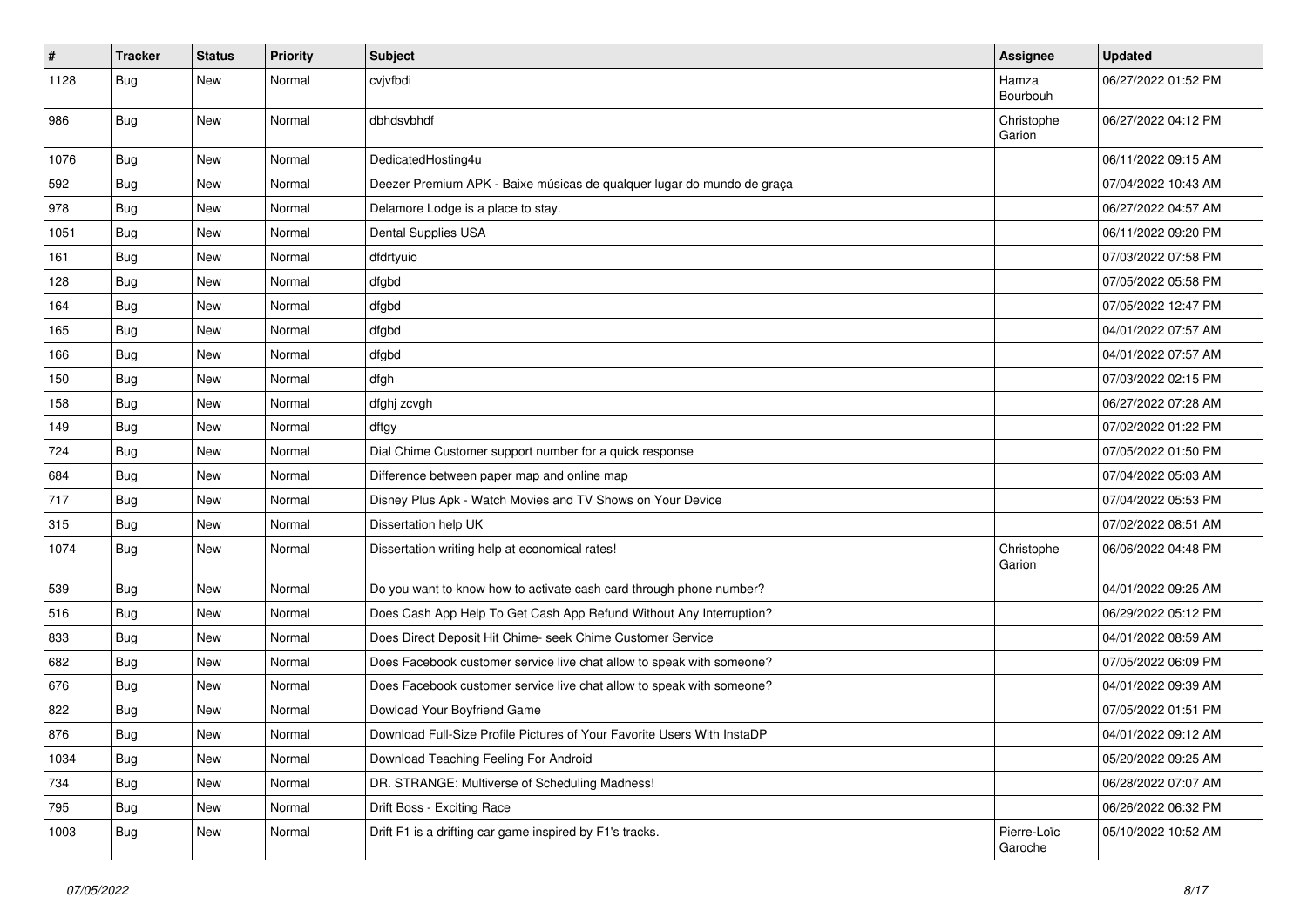| # | Tracker | Status | Priority | Subject | Assignee | Updated |
|---|---|---|---|---|---|---|
| 1128 | Bug | New | Normal | cvjvfbdi | Hamza Bourbouh | 06/27/2022 01:52 PM |
| 986 | Bug | New | Normal | dbhdsvbhdf | Christophe Garion | 06/27/2022 04:12 PM |
| 1076 | Bug | New | Normal | DedicatedHosting4u | | 06/11/2022 09:15 AM |
| 592 | Bug | New | Normal | Deezer Premium APK - Baixe músicas de qualquer lugar do mundo de graça | | 07/04/2022 10:43 AM |
| 978 | Bug | New | Normal | Delamore Lodge is a place to stay. | | 06/27/2022 04:57 AM |
| 1051 | Bug | New | Normal | Dental Supplies USA | | 06/11/2022 09:20 PM |
| 161 | Bug | New | Normal | dfdrtyuio | | 07/03/2022 07:58 PM |
| 128 | Bug | New | Normal | dfgbd | | 07/05/2022 05:58 PM |
| 164 | Bug | New | Normal | dfgbd | | 07/05/2022 12:47 PM |
| 165 | Bug | New | Normal | dfgbd | | 04/01/2022 07:57 AM |
| 166 | Bug | New | Normal | dfgbd | | 04/01/2022 07:57 AM |
| 150 | Bug | New | Normal | dfgh | | 07/03/2022 02:15 PM |
| 158 | Bug | New | Normal | dfghj zcvgh | | 06/27/2022 07:28 AM |
| 149 | Bug | New | Normal | dftgy | | 07/02/2022 01:22 PM |
| 724 | Bug | New | Normal | Dial Chime Customer support number for a quick response | | 07/05/2022 01:50 PM |
| 684 | Bug | New | Normal | Difference between paper map and online map | | 07/04/2022 05:03 AM |
| 717 | Bug | New | Normal | Disney Plus Apk - Watch Movies and TV Shows on Your Device | | 07/04/2022 05:53 PM |
| 315 | Bug | New | Normal | Dissertation help UK | | 07/02/2022 08:51 AM |
| 1074 | Bug | New | Normal | Dissertation writing help at economical rates! | Christophe Garion | 06/06/2022 04:48 PM |
| 539 | Bug | New | Normal | Do you want to know how to activate cash card through phone number? | | 04/01/2022 09:25 AM |
| 516 | Bug | New | Normal | Does Cash App Help To Get Cash App Refund Without Any Interruption? | | 06/29/2022 05:12 PM |
| 833 | Bug | New | Normal | Does Direct Deposit Hit Chime- seek Chime Customer Service | | 04/01/2022 08:59 AM |
| 682 | Bug | New | Normal | Does Facebook customer service live chat allow to speak with someone? | | 07/05/2022 06:09 PM |
| 676 | Bug | New | Normal | Does Facebook customer service live chat allow to speak with someone? | | 04/01/2022 09:39 AM |
| 822 | Bug | New | Normal | Dowload Your Boyfriend Game | | 07/05/2022 01:51 PM |
| 876 | Bug | New | Normal | Download Full-Size Profile Pictures of Your Favorite Users With InstaDP | | 04/01/2022 09:12 AM |
| 1034 | Bug | New | Normal | Download Teaching Feeling For Android | | 05/20/2022 09:25 AM |
| 734 | Bug | New | Normal | DR. STRANGE: Multiverse of Scheduling Madness! | | 06/28/2022 07:07 AM |
| 795 | Bug | New | Normal | Drift Boss - Exciting Race | | 06/26/2022 06:32 PM |
| 1003 | Bug | New | Normal | Drift F1 is a drifting car game inspired by F1's tracks. | Pierre-Loïc Garoche | 05/10/2022 10:52 AM |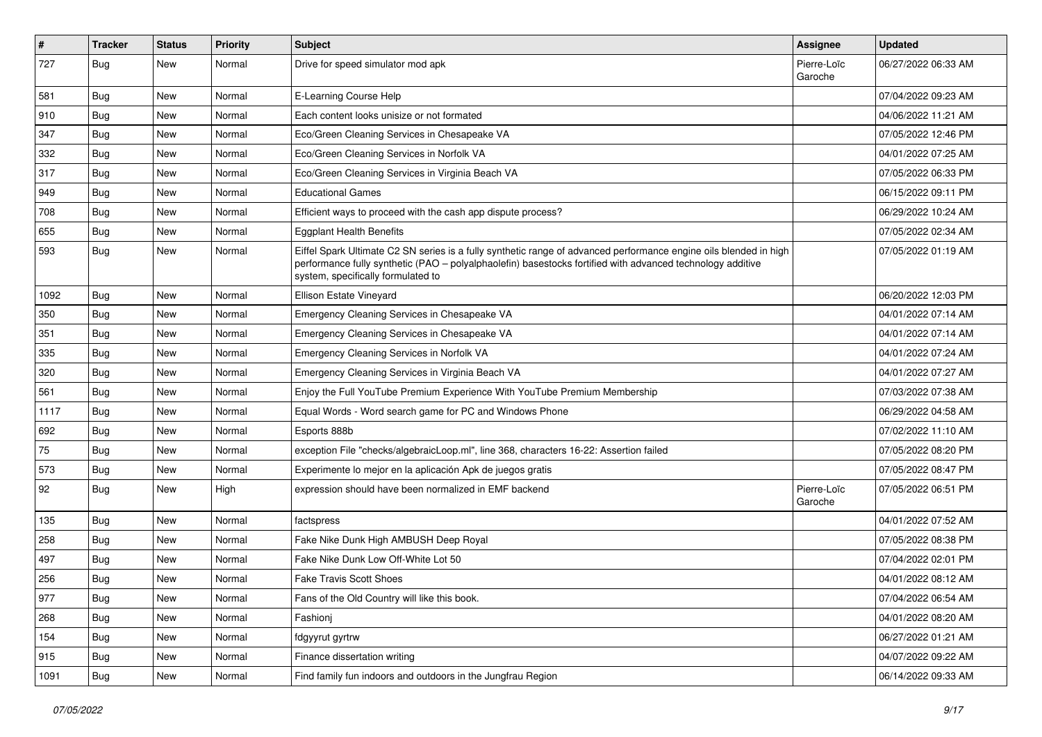| # | Tracker | Status | Priority | Subject | Assignee | Updated |
|---|---|---|---|---|---|---|
| 727 | Bug | New | Normal | Drive for speed simulator mod apk | Pierre-Loïc Garoche | 06/27/2022 06:33 AM |
| 581 | Bug | New | Normal | E-Learning Course Help | | 07/04/2022 09:23 AM |
| 910 | Bug | New | Normal | Each content looks unisize or not formated | | 04/06/2022 11:21 AM |
| 347 | Bug | New | Normal | Eco/Green Cleaning Services in Chesapeake VA | | 07/05/2022 12:46 PM |
| 332 | Bug | New | Normal | Eco/Green Cleaning Services in Norfolk VA | | 04/01/2022 07:25 AM |
| 317 | Bug | New | Normal | Eco/Green Cleaning Services in Virginia Beach VA | | 07/05/2022 06:33 PM |
| 949 | Bug | New | Normal | Educational Games | | 06/15/2022 09:11 PM |
| 708 | Bug | New | Normal | Efficient ways to proceed with the cash app dispute process? | | 06/29/2022 10:24 AM |
| 655 | Bug | New | Normal | Eggplant Health Benefits | | 07/05/2022 02:34 AM |
| 593 | Bug | New | Normal | Eiffel Spark Ultimate C2 SN series is a fully synthetic range of advanced performance engine oils blended in high performance fully synthetic (PAO – polyalphaolefin) basestocks fortified with advanced technology additive system, specifically formulated to | | 07/05/2022 01:19 AM |
| 1092 | Bug | New | Normal | Ellison Estate Vineyard | | 06/20/2022 12:03 PM |
| 350 | Bug | New | Normal | Emergency Cleaning Services in Chesapeake VA | | 04/01/2022 07:14 AM |
| 351 | Bug | New | Normal | Emergency Cleaning Services in Chesapeake VA | | 04/01/2022 07:14 AM |
| 335 | Bug | New | Normal | Emergency Cleaning Services in Norfolk VA | | 04/01/2022 07:24 AM |
| 320 | Bug | New | Normal | Emergency Cleaning Services in Virginia Beach VA | | 04/01/2022 07:27 AM |
| 561 | Bug | New | Normal | Enjoy the Full YouTube Premium Experience With YouTube Premium Membership | | 07/03/2022 07:38 AM |
| 1117 | Bug | New | Normal | Equal Words - Word search game for PC and Windows Phone | | 06/29/2022 04:58 AM |
| 692 | Bug | New | Normal | Esports 888b | | 07/02/2022 11:10 AM |
| 75 | Bug | New | Normal | exception File "checks/algebraicLoop.ml", line 368, characters 16-22: Assertion failed | | 07/05/2022 08:20 PM |
| 573 | Bug | New | Normal | Experimente lo mejor en la aplicación Apk de juegos gratis | | 07/05/2022 08:47 PM |
| 92 | Bug | New | High | expression should have been normalized in EMF backend | Pierre-Loïc Garoche | 07/05/2022 06:51 PM |
| 135 | Bug | New | Normal | factspress | | 04/01/2022 07:52 AM |
| 258 | Bug | New | Normal | Fake Nike Dunk High AMBUSH Deep Royal | | 07/05/2022 08:38 PM |
| 497 | Bug | New | Normal | Fake Nike Dunk Low Off-White Lot 50 | | 07/04/2022 02:01 PM |
| 256 | Bug | New | Normal | Fake Travis Scott Shoes | | 04/01/2022 08:12 AM |
| 977 | Bug | New | Normal | Fans of the Old Country will like this book. | | 07/04/2022 06:54 AM |
| 268 | Bug | New | Normal | Fashionj | | 04/01/2022 08:20 AM |
| 154 | Bug | New | Normal | fdgyyrut gyrtrw | | 06/27/2022 01:21 AM |
| 915 | Bug | New | Normal | Finance dissertation writing | | 04/07/2022 09:22 AM |
| 1091 | Bug | New | Normal | Find family fun indoors and outdoors in the Jungfrau Region | | 06/14/2022 09:33 AM |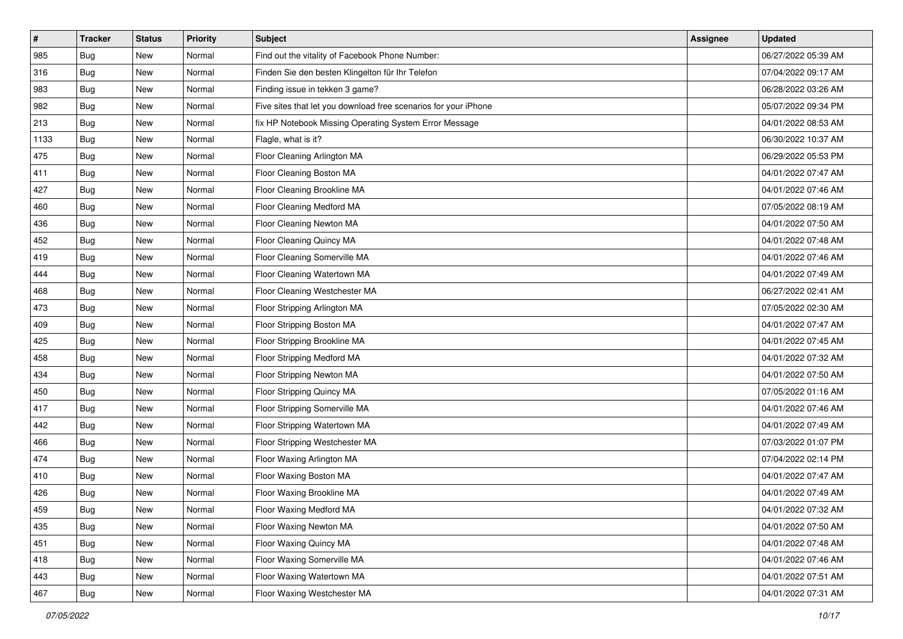| # | Tracker | Status | Priority | Subject | Assignee | Updated |
|---|---|---|---|---|---|---|
| 985 | Bug | New | Normal | Find out the vitality of Facebook Phone Number: | | 06/27/2022 05:39 AM |
| 316 | Bug | New | Normal | Finden Sie den besten Klingelton für Ihr Telefon | | 07/04/2022 09:17 AM |
| 983 | Bug | New | Normal | Finding issue in tekken 3 game? | | 06/28/2022 03:26 AM |
| 982 | Bug | New | Normal | Five sites that let you download free scenarios for your iPhone | | 05/07/2022 09:34 PM |
| 213 | Bug | New | Normal | fix HP Notebook Missing Operating System Error Message | | 04/01/2022 08:53 AM |
| 1133 | Bug | New | Normal | Flagle, what is it? | | 06/30/2022 10:37 AM |
| 475 | Bug | New | Normal | Floor Cleaning Arlington MA | | 06/29/2022 05:53 PM |
| 411 | Bug | New | Normal | Floor Cleaning Boston MA | | 04/01/2022 07:47 AM |
| 427 | Bug | New | Normal | Floor Cleaning Brookline MA | | 04/01/2022 07:46 AM |
| 460 | Bug | New | Normal | Floor Cleaning Medford MA | | 07/05/2022 08:19 AM |
| 436 | Bug | New | Normal | Floor Cleaning Newton MA | | 04/01/2022 07:50 AM |
| 452 | Bug | New | Normal | Floor Cleaning Quincy MA | | 04/01/2022 07:48 AM |
| 419 | Bug | New | Normal | Floor Cleaning Somerville MA | | 04/01/2022 07:46 AM |
| 444 | Bug | New | Normal | Floor Cleaning Watertown MA | | 04/01/2022 07:49 AM |
| 468 | Bug | New | Normal | Floor Cleaning Westchester MA | | 06/27/2022 02:41 AM |
| 473 | Bug | New | Normal | Floor Stripping Arlington MA | | 07/05/2022 02:30 AM |
| 409 | Bug | New | Normal | Floor Stripping Boston MA | | 04/01/2022 07:47 AM |
| 425 | Bug | New | Normal | Floor Stripping Brookline MA | | 04/01/2022 07:45 AM |
| 458 | Bug | New | Normal | Floor Stripping Medford MA | | 04/01/2022 07:32 AM |
| 434 | Bug | New | Normal | Floor Stripping Newton MA | | 04/01/2022 07:50 AM |
| 450 | Bug | New | Normal | Floor Stripping Quincy MA | | 07/05/2022 01:16 AM |
| 417 | Bug | New | Normal | Floor Stripping Somerville MA | | 04/01/2022 07:46 AM |
| 442 | Bug | New | Normal | Floor Stripping Watertown MA | | 04/01/2022 07:49 AM |
| 466 | Bug | New | Normal | Floor Stripping Westchester MA | | 07/03/2022 01:07 PM |
| 474 | Bug | New | Normal | Floor Waxing Arlington MA | | 07/04/2022 02:14 PM |
| 410 | Bug | New | Normal | Floor Waxing Boston MA | | 04/01/2022 07:47 AM |
| 426 | Bug | New | Normal | Floor Waxing Brookline MA | | 04/01/2022 07:49 AM |
| 459 | Bug | New | Normal | Floor Waxing Medford MA | | 04/01/2022 07:32 AM |
| 435 | Bug | New | Normal | Floor Waxing Newton MA | | 04/01/2022 07:50 AM |
| 451 | Bug | New | Normal | Floor Waxing Quincy MA | | 04/01/2022 07:48 AM |
| 418 | Bug | New | Normal | Floor Waxing Somerville MA | | 04/01/2022 07:46 AM |
| 443 | Bug | New | Normal | Floor Waxing Watertown MA | | 04/01/2022 07:51 AM |
| 467 | Bug | New | Normal | Floor Waxing Westchester MA | | 04/01/2022 07:31 AM |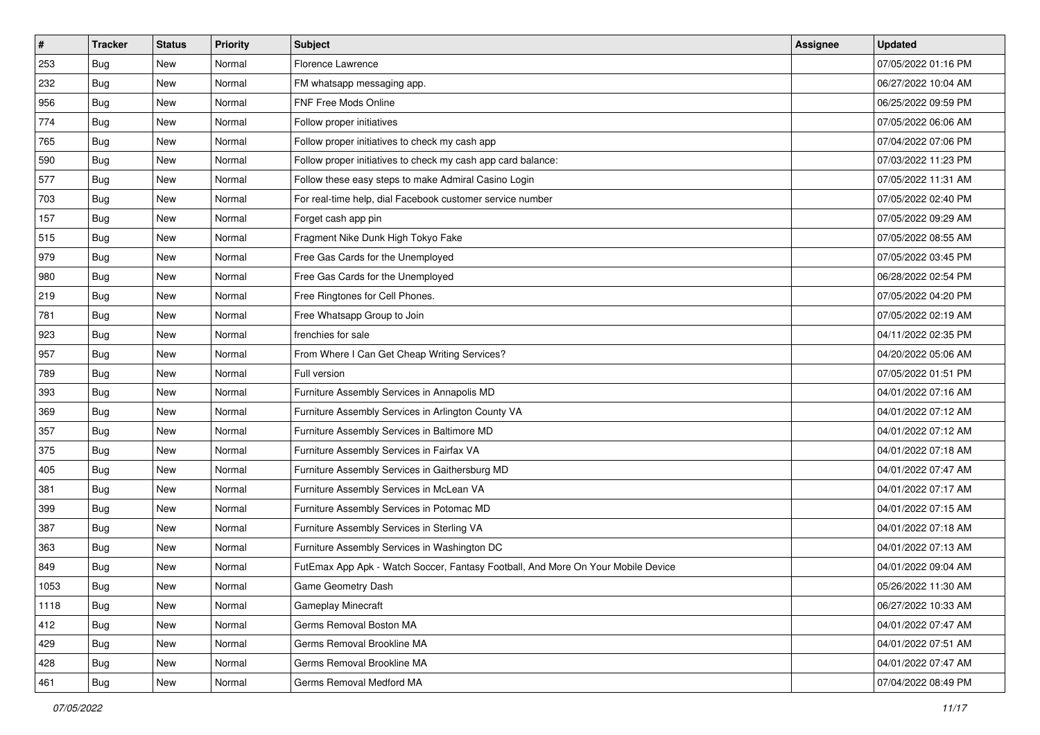| # | Tracker | Status | Priority | Subject | Assignee | Updated |
|---|---|---|---|---|---|---|
| 253 | Bug | New | Normal | Florence Lawrence | | 07/05/2022 01:16 PM |
| 232 | Bug | New | Normal | FM whatsapp messaging app. | | 06/27/2022 10:04 AM |
| 956 | Bug | New | Normal | FNF Free Mods Online | | 06/25/2022 09:59 PM |
| 774 | Bug | New | Normal | Follow proper initiatives | | 07/05/2022 06:06 AM |
| 765 | Bug | New | Normal | Follow proper initiatives to check my cash app | | 07/04/2022 07:06 PM |
| 590 | Bug | New | Normal | Follow proper initiatives to check my cash app card balance: | | 07/03/2022 11:23 PM |
| 577 | Bug | New | Normal | Follow these easy steps to make Admiral Casino Login | | 07/05/2022 11:31 AM |
| 703 | Bug | New | Normal | For real-time help, dial Facebook customer service number | | 07/05/2022 02:40 PM |
| 157 | Bug | New | Normal | Forget cash app pin | | 07/05/2022 09:29 AM |
| 515 | Bug | New | Normal | Fragment Nike Dunk High Tokyo Fake | | 07/05/2022 08:55 AM |
| 979 | Bug | New | Normal | Free Gas Cards for the Unemployed | | 07/05/2022 03:45 PM |
| 980 | Bug | New | Normal | Free Gas Cards for the Unemployed | | 06/28/2022 02:54 PM |
| 219 | Bug | New | Normal | Free Ringtones for Cell Phones. | | 07/05/2022 04:20 PM |
| 781 | Bug | New | Normal | Free Whatsapp Group to Join | | 07/05/2022 02:19 AM |
| 923 | Bug | New | Normal | frenchies for sale | | 04/11/2022 02:35 PM |
| 957 | Bug | New | Normal | From Where I Can Get Cheap Writing Services? | | 04/20/2022 05:06 AM |
| 789 | Bug | New | Normal | Full version | | 07/05/2022 01:51 PM |
| 393 | Bug | New | Normal | Furniture Assembly Services in Annapolis MD | | 04/01/2022 07:16 AM |
| 369 | Bug | New | Normal | Furniture Assembly Services in Arlington County VA | | 04/01/2022 07:12 AM |
| 357 | Bug | New | Normal | Furniture Assembly Services in Baltimore MD | | 04/01/2022 07:12 AM |
| 375 | Bug | New | Normal | Furniture Assembly Services in Fairfax VA | | 04/01/2022 07:18 AM |
| 405 | Bug | New | Normal | Furniture Assembly Services in Gaithersburg MD | | 04/01/2022 07:47 AM |
| 381 | Bug | New | Normal | Furniture Assembly Services in McLean VA | | 04/01/2022 07:17 AM |
| 399 | Bug | New | Normal | Furniture Assembly Services in Potomac MD | | 04/01/2022 07:15 AM |
| 387 | Bug | New | Normal | Furniture Assembly Services in Sterling VA | | 04/01/2022 07:18 AM |
| 363 | Bug | New | Normal | Furniture Assembly Services in Washington DC | | 04/01/2022 07:13 AM |
| 849 | Bug | New | Normal | FutEmax App Apk - Watch Soccer, Fantasy Football, And More On Your Mobile Device | | 04/01/2022 09:04 AM |
| 1053 | Bug | New | Normal | Game Geometry Dash | | 05/26/2022 11:30 AM |
| 1118 | Bug | New | Normal | Gameplay Minecraft | | 06/27/2022 10:33 AM |
| 412 | Bug | New | Normal | Germs Removal Boston MA | | 04/01/2022 07:47 AM |
| 429 | Bug | New | Normal | Germs Removal Brookline MA | | 04/01/2022 07:51 AM |
| 428 | Bug | New | Normal | Germs Removal Brookline MA | | 04/01/2022 07:47 AM |
| 461 | Bug | New | Normal | Germs Removal Medford MA | | 07/04/2022 08:49 PM |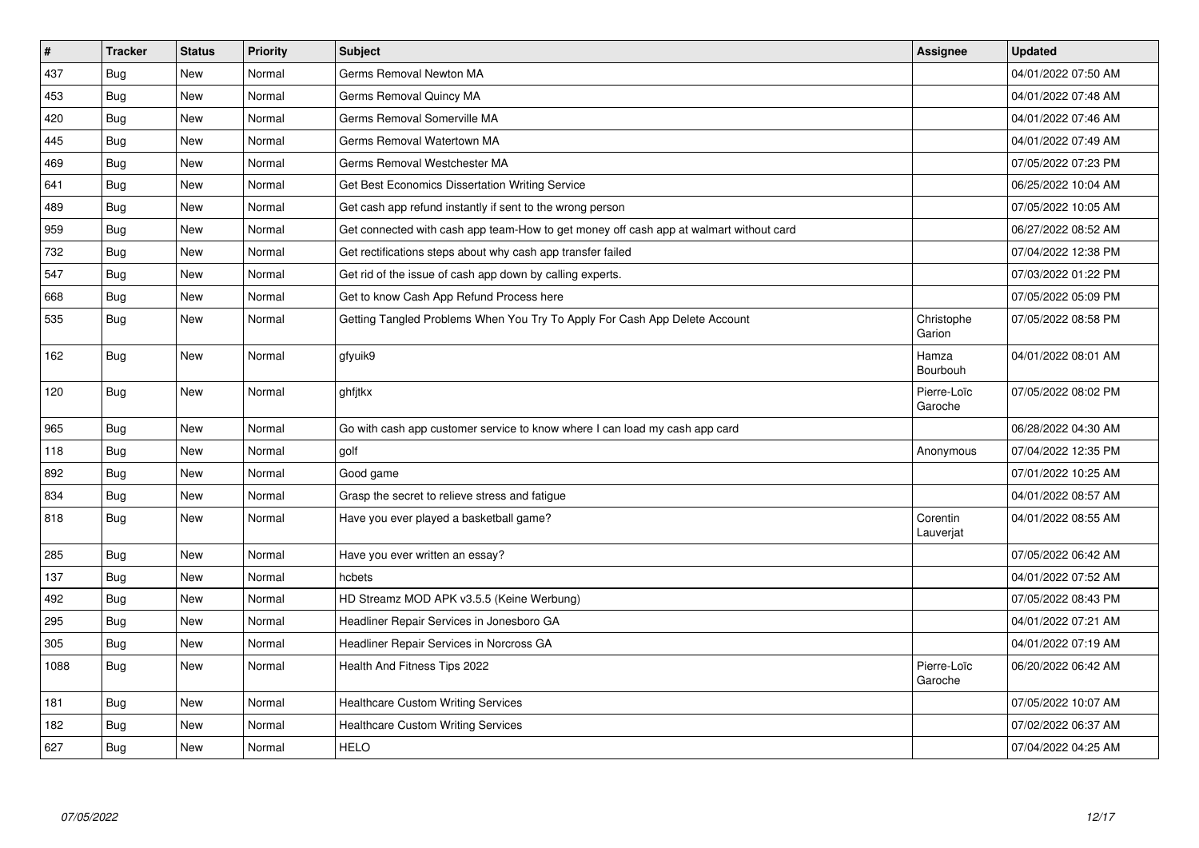| # | Tracker | Status | Priority | Subject | Assignee | Updated |
|---|---|---|---|---|---|---|
| 437 | Bug | New | Normal | Germs Removal Newton MA | | 04/01/2022 07:50 AM |
| 453 | Bug | New | Normal | Germs Removal Quincy MA | | 04/01/2022 07:48 AM |
| 420 | Bug | New | Normal | Germs Removal Somerville MA | | 04/01/2022 07:46 AM |
| 445 | Bug | New | Normal | Germs Removal Watertown MA | | 04/01/2022 07:49 AM |
| 469 | Bug | New | Normal | Germs Removal Westchester MA | | 07/05/2022 07:23 PM |
| 641 | Bug | New | Normal | Get Best Economics Dissertation Writing Service | | 06/25/2022 10:04 AM |
| 489 | Bug | New | Normal | Get cash app refund instantly if sent to the wrong person | | 07/05/2022 10:05 AM |
| 959 | Bug | New | Normal | Get connected with cash app team-How to get money off cash app at walmart without card | | 06/27/2022 08:52 AM |
| 732 | Bug | New | Normal | Get rectifications steps about why cash app transfer failed | | 07/04/2022 12:38 PM |
| 547 | Bug | New | Normal | Get rid of the issue of cash app down by calling experts. | | 07/03/2022 01:22 PM |
| 668 | Bug | New | Normal | Get to know Cash App Refund Process here | | 07/05/2022 05:09 PM |
| 535 | Bug | New | Normal | Getting Tangled Problems When You Try To Apply For Cash App Delete Account | Christophe Garion | 07/05/2022 08:58 PM |
| 162 | Bug | New | Normal | gfyuik9 | Hamza Bourbouh | 04/01/2022 08:01 AM |
| 120 | Bug | New | Normal | ghfjtkx | Pierre-Loïc Garoche | 07/05/2022 08:02 PM |
| 965 | Bug | New | Normal | Go with cash app customer service to know where I can load my cash app card | | 06/28/2022 04:30 AM |
| 118 | Bug | New | Normal | golf | Anonymous | 07/04/2022 12:35 PM |
| 892 | Bug | New | Normal | Good game | | 07/01/2022 10:25 AM |
| 834 | Bug | New | Normal | Grasp the secret to relieve stress and fatigue | | 04/01/2022 08:57 AM |
| 818 | Bug | New | Normal | Have you ever played a basketball game? | Corentin Lauverjat | 04/01/2022 08:55 AM |
| 285 | Bug | New | Normal | Have you ever written an essay? | | 07/05/2022 06:42 AM |
| 137 | Bug | New | Normal | hcbets | | 04/01/2022 07:52 AM |
| 492 | Bug | New | Normal | HD Streamz MOD APK v3.5.5 (Keine Werbung) | | 07/05/2022 08:43 PM |
| 295 | Bug | New | Normal | Headliner Repair Services in Jonesboro GA | | 04/01/2022 07:21 AM |
| 305 | Bug | New | Normal | Headliner Repair Services in Norcross GA | | 04/01/2022 07:19 AM |
| 1088 | Bug | New | Normal | Health And Fitness Tips 2022 | Pierre-Loïc Garoche | 06/20/2022 06:42 AM |
| 181 | Bug | New | Normal | Healthcare Custom Writing Services | | 07/05/2022 10:07 AM |
| 182 | Bug | New | Normal | Healthcare Custom Writing Services | | 07/02/2022 06:37 AM |
| 627 | Bug | New | Normal | HELO | | 07/04/2022 04:25 AM |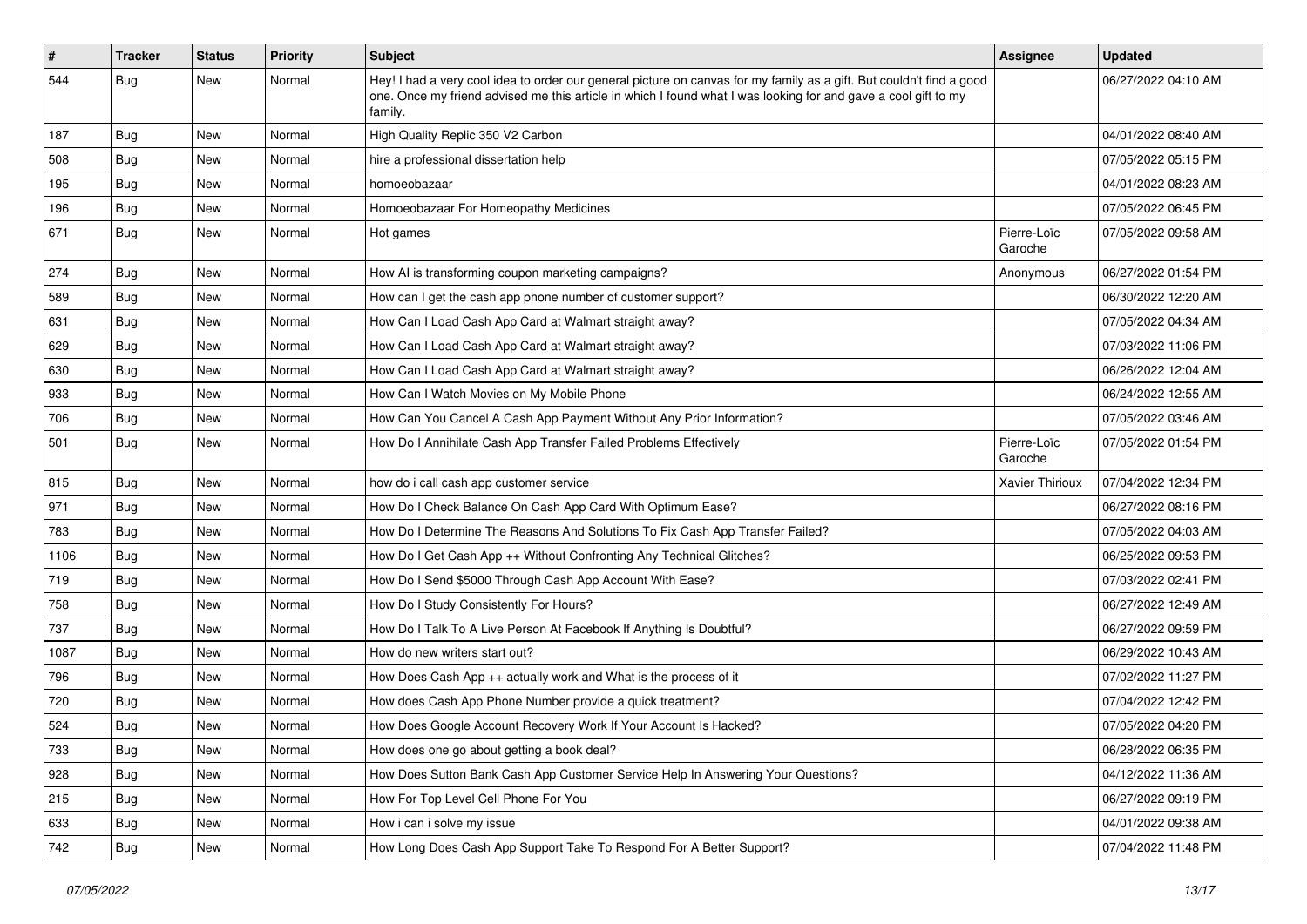| # | Tracker | Status | Priority | Subject | Assignee | Updated |
|---|---|---|---|---|---|---|
| 544 | Bug | New | Normal | Hey! I had a very cool idea to order our general picture on canvas for my family as a gift. But couldn't find a good one. Once my friend advised me this article in which I found what I was looking for and gave a cool gift to my family. | | 06/27/2022 04:10 AM |
| 187 | Bug | New | Normal | High Quality Replic 350 V2 Carbon | | 04/01/2022 08:40 AM |
| 508 | Bug | New | Normal | hire a professional dissertation help | | 07/05/2022 05:15 PM |
| 195 | Bug | New | Normal | homoeobazaar | | 04/01/2022 08:23 AM |
| 196 | Bug | New | Normal | Homoeobazaar For Homeopathy Medicines | | 07/05/2022 06:45 PM |
| 671 | Bug | New | Normal | Hot games | Pierre-Loïc Garoche | 07/05/2022 09:58 AM |
| 274 | Bug | New | Normal | How AI is transforming coupon marketing campaigns? | Anonymous | 06/27/2022 01:54 PM |
| 589 | Bug | New | Normal | How can I get the cash app phone number of customer support? | | 06/30/2022 12:20 AM |
| 631 | Bug | New | Normal | How Can I Load Cash App Card at Walmart straight away? | | 07/05/2022 04:34 AM |
| 629 | Bug | New | Normal | How Can I Load Cash App Card at Walmart straight away? | | 07/03/2022 11:06 PM |
| 630 | Bug | New | Normal | How Can I Load Cash App Card at Walmart straight away? | | 06/26/2022 12:04 AM |
| 933 | Bug | New | Normal | How Can I Watch Movies on My Mobile Phone | | 06/24/2022 12:55 AM |
| 706 | Bug | New | Normal | How Can You Cancel A Cash App Payment Without Any Prior Information? | | 07/05/2022 03:46 AM |
| 501 | Bug | New | Normal | How Do I Annihilate Cash App Transfer Failed Problems Effectively | Pierre-Loïc Garoche | 07/05/2022 01:54 PM |
| 815 | Bug | New | Normal | how do i call cash app customer service | Xavier Thirioux | 07/04/2022 12:34 PM |
| 971 | Bug | New | Normal | How Do I Check Balance On Cash App Card With Optimum Ease? | | 06/27/2022 08:16 PM |
| 783 | Bug | New | Normal | How Do I Determine The Reasons And Solutions To Fix Cash App Transfer Failed? | | 07/05/2022 04:03 AM |
| 1106 | Bug | New | Normal | How Do I Get Cash App ++ Without Confronting Any Technical Glitches? | | 06/25/2022 09:53 PM |
| 719 | Bug | New | Normal | How Do I Send $5000 Through Cash App Account With Ease? | | 07/03/2022 02:41 PM |
| 758 | Bug | New | Normal | How Do I Study Consistently For Hours? | | 06/27/2022 12:49 AM |
| 737 | Bug | New | Normal | How Do I Talk To A Live Person At Facebook If Anything Is Doubtful? | | 06/27/2022 09:59 PM |
| 1087 | Bug | New | Normal | How do new writers start out? | | 06/29/2022 10:43 AM |
| 796 | Bug | New | Normal | How Does Cash App ++ actually work and What is the process of it | | 07/02/2022 11:27 PM |
| 720 | Bug | New | Normal | How does Cash App Phone Number provide a quick treatment? | | 07/04/2022 12:42 PM |
| 524 | Bug | New | Normal | How Does Google Account Recovery Work If Your Account Is Hacked? | | 07/05/2022 04:20 PM |
| 733 | Bug | New | Normal | How does one go about getting a book deal? | | 06/28/2022 06:35 PM |
| 928 | Bug | New | Normal | How Does Sutton Bank Cash App Customer Service Help In Answering Your Questions? | | 04/12/2022 11:36 AM |
| 215 | Bug | New | Normal | How For Top Level Cell Phone For You | | 06/27/2022 09:19 PM |
| 633 | Bug | New | Normal | How i can i solve my issue | | 04/01/2022 09:38 AM |
| 742 | Bug | New | Normal | How Long Does Cash App Support Take To Respond For A Better Support? | | 07/04/2022 11:48 PM |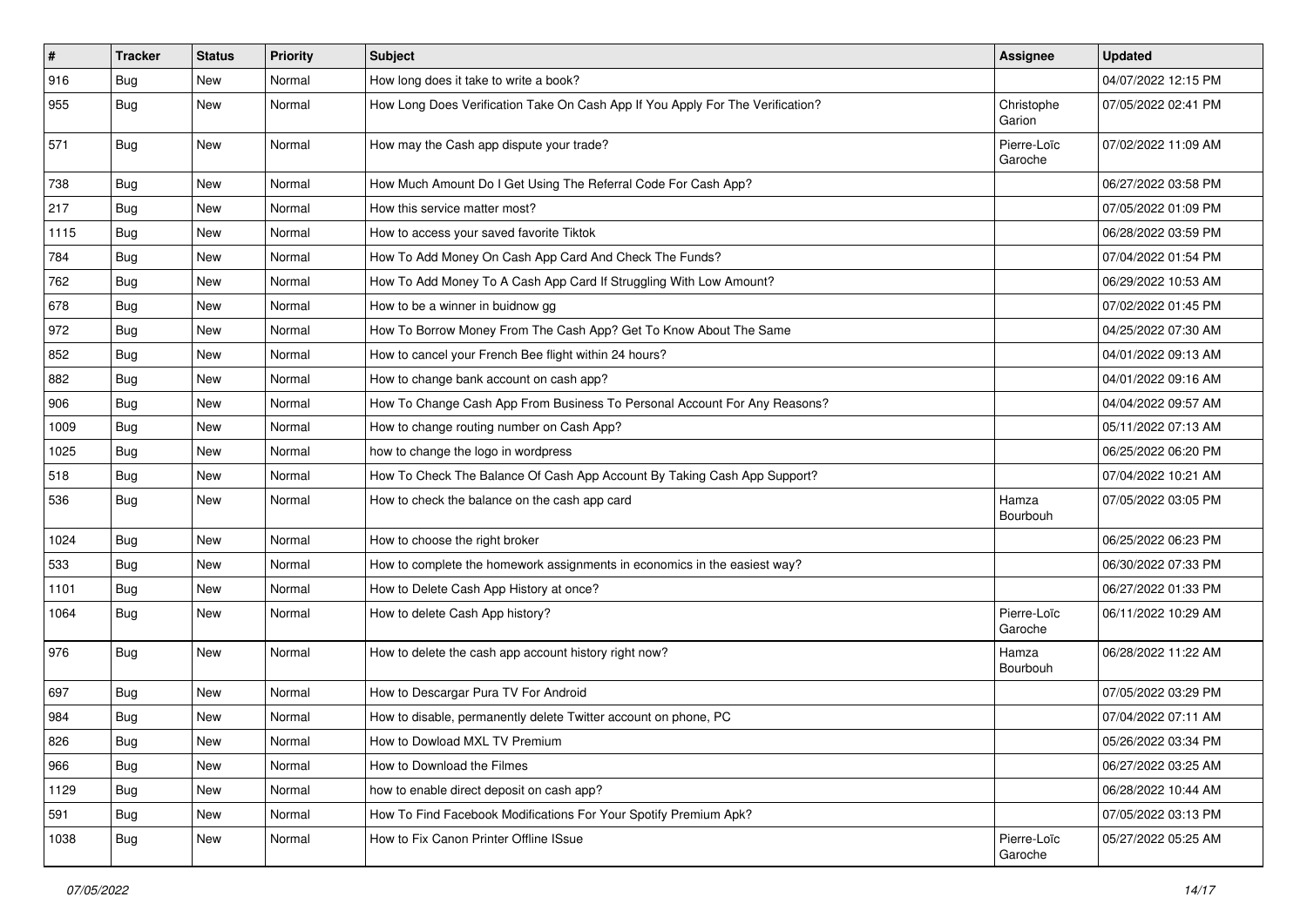| # | Tracker | Status | Priority | Subject | Assignee | Updated |
|---|---|---|---|---|---|---|
| 916 | Bug | New | Normal | How long does it take to write a book? | | 04/07/2022 12:15 PM |
| 955 | Bug | New | Normal | How Long Does Verification Take On Cash App If You Apply For The Verification? | Christophe Garion | 07/05/2022 02:41 PM |
| 571 | Bug | New | Normal | How may the Cash app dispute your trade? | Pierre-Loïc Garoche | 07/02/2022 11:09 AM |
| 738 | Bug | New | Normal | How Much Amount Do I Get Using The Referral Code For Cash App? | | 06/27/2022 03:58 PM |
| 217 | Bug | New | Normal | How this service matter most? | | 07/05/2022 01:09 PM |
| 1115 | Bug | New | Normal | How to access your saved favorite Tiktok | | 06/28/2022 03:59 PM |
| 784 | Bug | New | Normal | How To Add Money On Cash App Card And Check The Funds? | | 07/04/2022 01:54 PM |
| 762 | Bug | New | Normal | How To Add Money To A Cash App Card If Struggling With Low Amount? | | 06/29/2022 10:53 AM |
| 678 | Bug | New | Normal | How to be a winner in buidnow gg | | 07/02/2022 01:45 PM |
| 972 | Bug | New | Normal | How To Borrow Money From The Cash App? Get To Know About The Same | | 04/25/2022 07:30 AM |
| 852 | Bug | New | Normal | How to cancel your French Bee flight within 24 hours? | | 04/01/2022 09:13 AM |
| 882 | Bug | New | Normal | How to change bank account on cash app? | | 04/01/2022 09:16 AM |
| 906 | Bug | New | Normal | How To Change Cash App From Business To Personal Account For Any Reasons? | | 04/04/2022 09:57 AM |
| 1009 | Bug | New | Normal | How to change routing number on Cash App? | | 05/11/2022 07:13 AM |
| 1025 | Bug | New | Normal | how to change the logo in wordpress | | 06/25/2022 06:20 PM |
| 518 | Bug | New | Normal | How To Check The Balance Of Cash App Account By Taking Cash App Support? | | 07/04/2022 10:21 AM |
| 536 | Bug | New | Normal | How to check the balance on the cash app card | Hamza Bourbouh | 07/05/2022 03:05 PM |
| 1024 | Bug | New | Normal | How to choose the right broker | | 06/25/2022 06:23 PM |
| 533 | Bug | New | Normal | How to complete the homework assignments in economics in the easiest way? | | 06/30/2022 07:33 PM |
| 1101 | Bug | New | Normal | How to Delete Cash App History at once? | | 06/27/2022 01:33 PM |
| 1064 | Bug | New | Normal | How to delete Cash App history? | Pierre-Loïc Garoche | 06/11/2022 10:29 AM |
| 976 | Bug | New | Normal | How to delete the cash app account history right now? | Hamza Bourbouh | 06/28/2022 11:22 AM |
| 697 | Bug | New | Normal | How to Descargar Pura TV For Android | | 07/05/2022 03:29 PM |
| 984 | Bug | New | Normal | How to disable, permanently delete Twitter account on phone, PC | | 07/04/2022 07:11 AM |
| 826 | Bug | New | Normal | How to Dowload MXL TV Premium | | 05/26/2022 03:34 PM |
| 966 | Bug | New | Normal | How to Download the Filmes | | 06/27/2022 03:25 AM |
| 1129 | Bug | New | Normal | how to enable direct deposit on cash app? | | 06/28/2022 10:44 AM |
| 591 | Bug | New | Normal | How To Find Facebook Modifications For Your Spotify Premium Apk? | | 07/05/2022 03:13 PM |
| 1038 | Bug | New | Normal | How to Fix Canon Printer Offline ISsue | Pierre-Loïc Garoche | 05/27/2022 05:25 AM |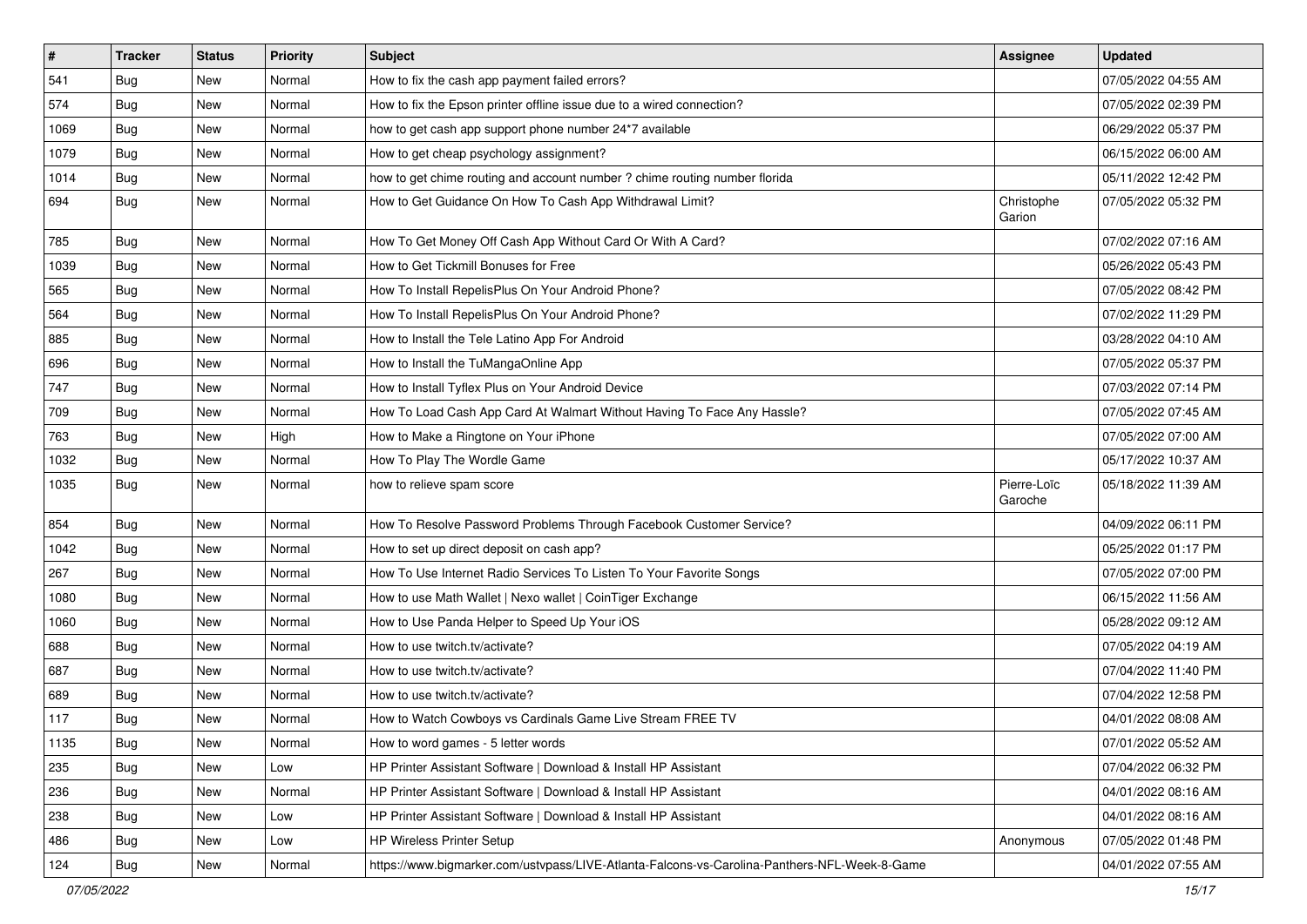| # | Tracker | Status | Priority | Subject | Assignee | Updated |
|---|---|---|---|---|---|---|
| 541 | Bug | New | Normal | How to fix the cash app payment failed errors? | | 07/05/2022 04:55 AM |
| 574 | Bug | New | Normal | How to fix the Epson printer offline issue due to a wired connection? | | 07/05/2022 02:39 PM |
| 1069 | Bug | New | Normal | how to get cash app support phone number 24*7 available | | 06/29/2022 05:37 PM |
| 1079 | Bug | New | Normal | How to get cheap psychology assignment? | | 06/15/2022 06:00 AM |
| 1014 | Bug | New | Normal | how to get chime routing and account number ? chime routing number florida | | 05/11/2022 12:42 PM |
| 694 | Bug | New | Normal | How to Get Guidance On How To Cash App Withdrawal Limit? | Christophe Garion | 07/05/2022 05:32 PM |
| 785 | Bug | New | Normal | How To Get Money Off Cash App Without Card Or With A Card? | | 07/02/2022 07:16 AM |
| 1039 | Bug | New | Normal | How to Get Tickmill Bonuses for Free | | 05/26/2022 05:43 PM |
| 565 | Bug | New | Normal | How To Install RepelisPlus On Your Android Phone? | | 07/05/2022 08:42 PM |
| 564 | Bug | New | Normal | How To Install RepelisPlus On Your Android Phone? | | 07/02/2022 11:29 PM |
| 885 | Bug | New | Normal | How to Install the Tele Latino App For Android | | 03/28/2022 04:10 AM |
| 696 | Bug | New | Normal | How to Install the TuMangaOnline App | | 07/05/2022 05:37 PM |
| 747 | Bug | New | Normal | How to Install Tyflex Plus on Your Android Device | | 07/03/2022 07:14 PM |
| 709 | Bug | New | Normal | How To Load Cash App Card At Walmart Without Having To Face Any Hassle? | | 07/05/2022 07:45 AM |
| 763 | Bug | New | High | How to Make a Ringtone on Your iPhone | | 07/05/2022 07:00 AM |
| 1032 | Bug | New | Normal | How To Play The Wordle Game | | 05/17/2022 10:37 AM |
| 1035 | Bug | New | Normal | how to relieve spam score | Pierre-Loïc Garoche | 05/18/2022 11:39 AM |
| 854 | Bug | New | Normal | How To Resolve Password Problems Through Facebook Customer Service? | | 04/09/2022 06:11 PM |
| 1042 | Bug | New | Normal | How to set up direct deposit on cash app? | | 05/25/2022 01:17 PM |
| 267 | Bug | New | Normal | How To Use Internet Radio Services To Listen To Your Favorite Songs | | 07/05/2022 07:00 PM |
| 1080 | Bug | New | Normal | How to use Math Wallet \| Nexo wallet \| CoinTiger Exchange | | 06/15/2022 11:56 AM |
| 1060 | Bug | New | Normal | How to Use Panda Helper to Speed Up Your iOS | | 05/28/2022 09:12 AM |
| 688 | Bug | New | Normal | How to use twitch.tv/activate? | | 07/05/2022 04:19 AM |
| 687 | Bug | New | Normal | How to use twitch.tv/activate? | | 07/04/2022 11:40 PM |
| 689 | Bug | New | Normal | How to use twitch.tv/activate? | | 07/04/2022 12:58 PM |
| 117 | Bug | New | Normal | How to Watch Cowboys vs Cardinals Game Live Stream FREE TV | | 04/01/2022 08:08 AM |
| 1135 | Bug | New | Normal | How to word games - 5 letter words | | 07/01/2022 05:52 AM |
| 235 | Bug | New | Low | HP Printer Assistant Software \| Download & Install HP Assistant | | 07/04/2022 06:32 PM |
| 236 | Bug | New | Normal | HP Printer Assistant Software \| Download & Install HP Assistant | | 04/01/2022 08:16 AM |
| 238 | Bug | New | Low | HP Printer Assistant Software \| Download & Install HP Assistant | | 04/01/2022 08:16 AM |
| 486 | Bug | New | Low | HP Wireless Printer Setup | Anonymous | 07/05/2022 01:48 PM |
| 124 | Bug | New | Normal | https://www.bigmarker.com/ustvpass/LIVE-Atlanta-Falcons-vs-Carolina-Panthers-NFL-Week-8-Game | | 04/01/2022 07:55 AM |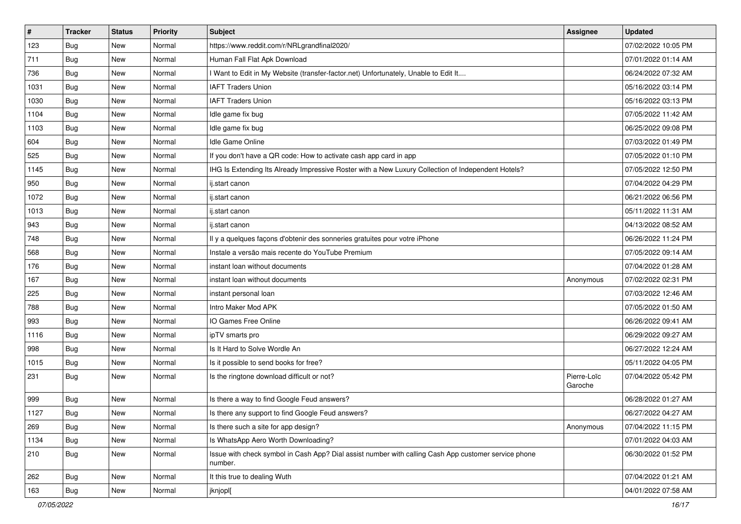| # | Tracker | Status | Priority | Subject | Assignee | Updated |
|---|---|---|---|---|---|---|
| 123 | Bug | New | Normal | https://www.reddit.com/r/NRLgrandfinal2020/ | | 07/02/2022 10:05 PM |
| 711 | Bug | New | Normal | Human Fall Flat Apk Download | | 07/01/2022 01:14 AM |
| 736 | Bug | New | Normal | I Want to Edit in My Website (transfer-factor.net) Unfortunately, Unable to Edit It.... | | 06/24/2022 07:32 AM |
| 1031 | Bug | New | Normal | IAFT Traders Union | | 05/16/2022 03:14 PM |
| 1030 | Bug | New | Normal | IAFT Traders Union | | 05/16/2022 03:13 PM |
| 1104 | Bug | New | Normal | Idle game fix bug | | 07/05/2022 11:42 AM |
| 1103 | Bug | New | Normal | Idle game fix bug | | 06/25/2022 09:08 PM |
| 604 | Bug | New | Normal | Idle Game Online | | 07/03/2022 01:49 PM |
| 525 | Bug | New | Normal | If you don't have a QR code: How to activate cash app card in app | | 07/05/2022 01:10 PM |
| 1145 | Bug | New | Normal | IHG Is Extending Its Already Impressive Roster with a New Luxury Collection of Independent Hotels? | | 07/05/2022 12:50 PM |
| 950 | Bug | New | Normal | ij.start canon | | 07/04/2022 04:29 PM |
| 1072 | Bug | New | Normal | ij.start canon | | 06/21/2022 06:56 PM |
| 1013 | Bug | New | Normal | ij.start canon | | 05/11/2022 11:31 AM |
| 943 | Bug | New | Normal | ij.start canon | | 04/13/2022 08:52 AM |
| 748 | Bug | New | Normal | Il y a quelques façons d'obtenir des sonneries gratuites pour votre iPhone | | 06/26/2022 11:24 PM |
| 568 | Bug | New | Normal | Instale a versão mais recente do YouTube Premium | | 07/05/2022 09:14 AM |
| 176 | Bug | New | Normal | instant loan without documents | | 07/04/2022 01:28 AM |
| 167 | Bug | New | Normal | instant loan without documents | Anonymous | 07/02/2022 02:31 PM |
| 225 | Bug | New | Normal | instant personal loan | | 07/03/2022 12:46 AM |
| 788 | Bug | New | Normal | Intro Maker Mod APK | | 07/05/2022 01:50 AM |
| 993 | Bug | New | Normal | IO Games Free Online | | 06/26/2022 09:41 AM |
| 1116 | Bug | New | Normal | ipTV smarts pro | | 06/29/2022 09:27 AM |
| 998 | Bug | New | Normal | Is It Hard to Solve Wordle An | | 06/27/2022 12:24 AM |
| 1015 | Bug | New | Normal | Is it possible to send books for free? | | 05/11/2022 04:05 PM |
| 231 | Bug | New | Normal | Is the ringtone download difficult or not? | Pierre-Loïc Garoche | 07/04/2022 05:42 PM |
| 999 | Bug | New | Normal | Is there a way to find Google Feud answers? | | 06/28/2022 01:27 AM |
| 1127 | Bug | New | Normal | Is there any support to find Google Feud answers? | | 06/27/2022 04:27 AM |
| 269 | Bug | New | Normal | Is there such a site for app design? | Anonymous | 07/04/2022 11:15 PM |
| 1134 | Bug | New | Normal | Is WhatsApp Aero Worth Downloading? | | 07/01/2022 04:03 AM |
| 210 | Bug | New | Normal | Issue with check symbol in Cash App? Dial assist number with calling Cash App customer service phone number. | | 06/30/2022 01:52 PM |
| 262 | Bug | New | Normal | It this true to dealing Wuth | | 07/04/2022 01:21 AM |
| 163 | Bug | New | Normal | jknjopl[ | | 04/01/2022 07:58 AM |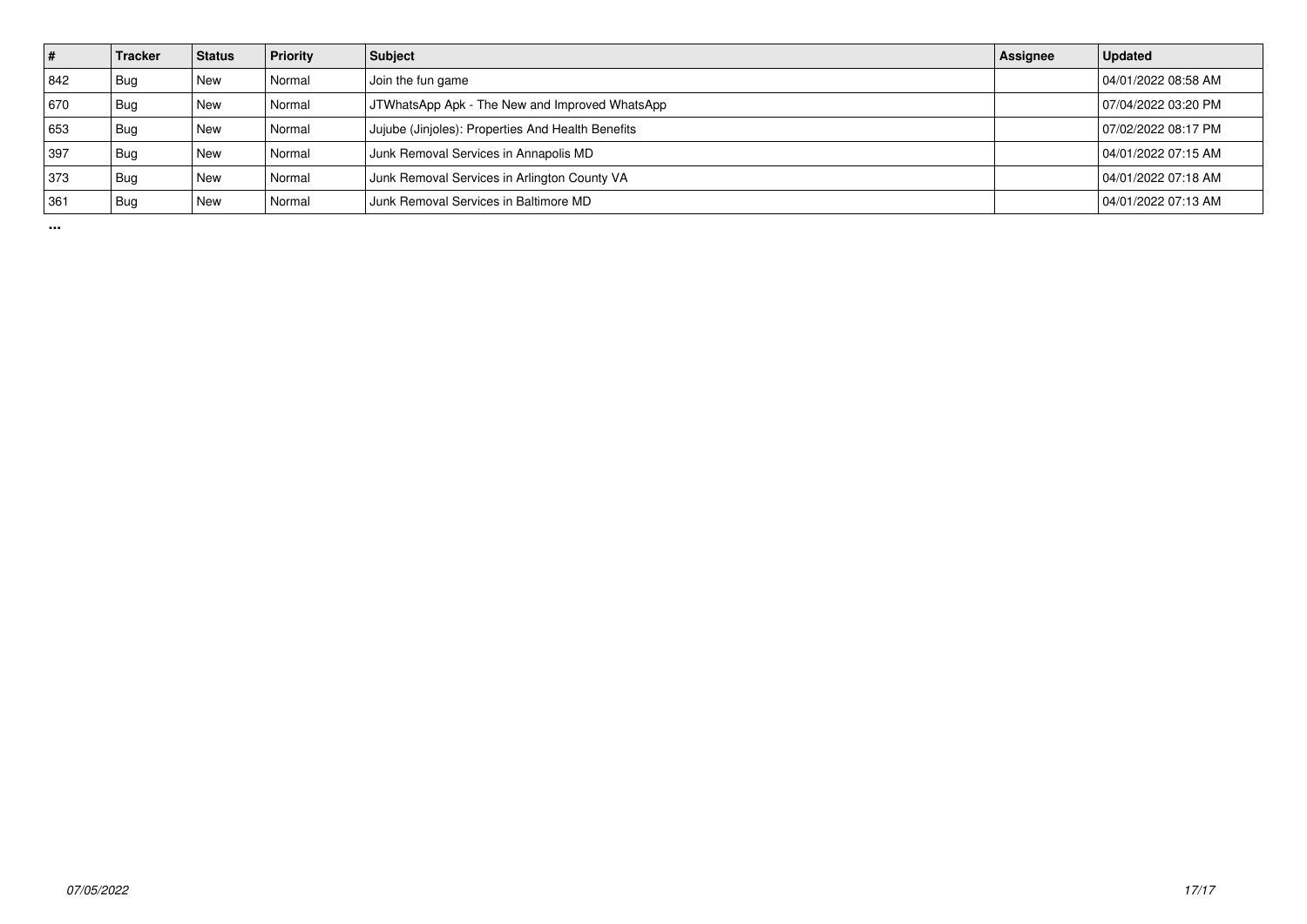| # | Tracker | Status | Priority | Subject | Assignee | Updated |
|---|---|---|---|---|---|---|
| 842 | Bug | New | Normal | Join the fun game | | 04/01/2022 08:58 AM |
| 670 | Bug | New | Normal | JTWhatsApp Apk - The New and Improved WhatsApp | | 07/04/2022 03:20 PM |
| 653 | Bug | New | Normal | Jujube (Jinjoles): Properties And Health Benefits | | 07/02/2022 08:17 PM |
| 397 | Bug | New | Normal | Junk Removal Services in Annapolis MD | | 04/01/2022 07:15 AM |
| 373 | Bug | New | Normal | Junk Removal Services in Arlington County VA | | 04/01/2022 07:18 AM |
| 361 | Bug | New | Normal | Junk Removal Services in Baltimore MD | | 04/01/2022 07:13 AM |

...